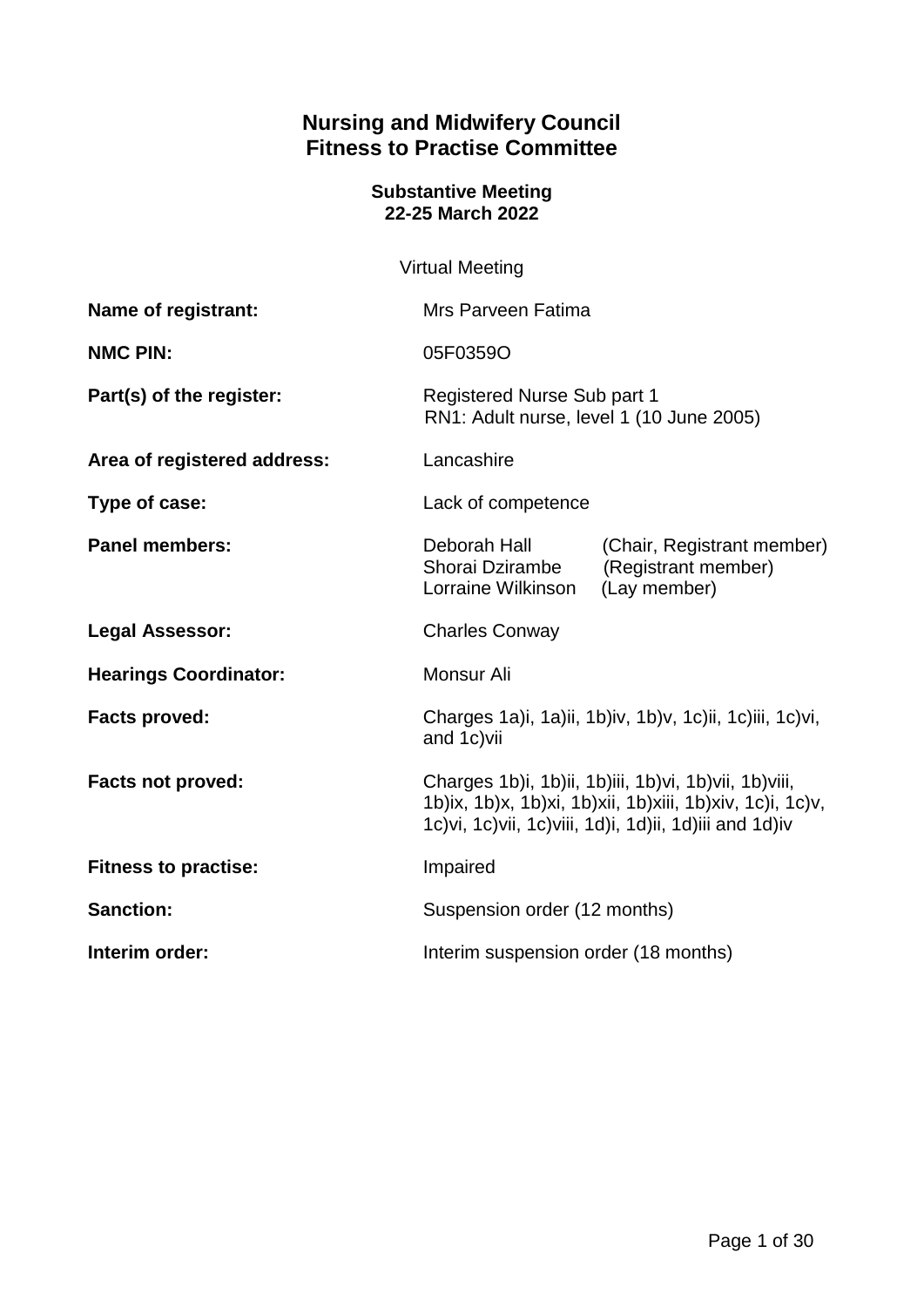# Nursing and Midwifery Council
# Fitness to Practise Committee

### Substantive Meeting
### 22-25 March 2022

Virtual Meeting

| | |
|---|---|
| **Name of registrant:** | Mrs Parveen Fatima |
| **NMC PIN:** | 05F0359O |
| **Part(s) of the register:** | Registered Nurse Sub part 1<br>RN1: Adult nurse, level 1 (10 June 2005) |
| **Area of registered address:** | Lancashire |
| **Type of case:** | Lack of competence |
| **Panel members:** | Deborah Hall (Chair, Registrant member)<br>Shorai Dzirambe (Registrant member)<br>Lorraine Wilkinson (Lay member) |
| **Legal Assessor:** | Charles Conway |
| **Hearings Coordinator:** | Monsur Ali |
| **Facts proved:** | Charges 1a)i, 1a)ii, 1b)iv, 1b)v, 1c)ii, 1c)iii, 1c)vi, and 1c)vii |
| **Facts not proved:** | Charges 1b)i, 1b)ii, 1b)iii, 1b)vi, 1b)vii, 1b)viii, 1b)ix, 1b)x, 1b)xi, 1b)xii, 1b)xiii, 1b)xiv, 1c)i, 1c)v, 1c)vi, 1c)vii, 1c)viii, 1d)i, 1d)ii, 1d)iii and 1d)iv |
| **Fitness to practise:** | Impaired |
| **Sanction:** | Suspension order (12 months) |
| **Interim order:** | Interim suspension order (18 months) |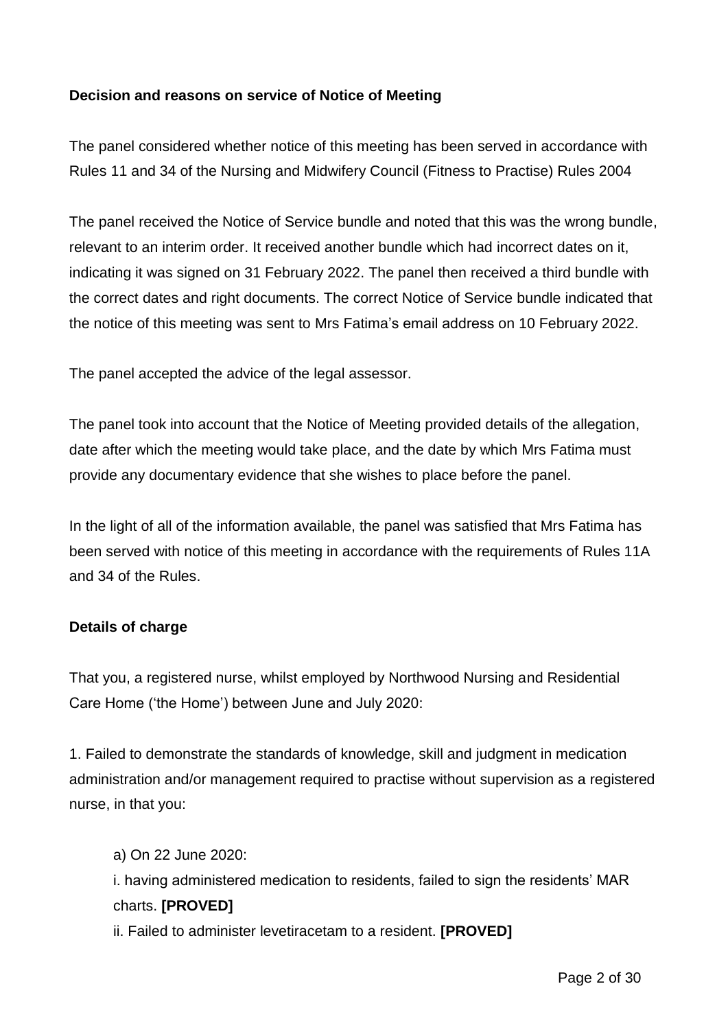**Decision and reasons on service of Notice of Meeting**

The panel considered whether notice of this meeting has been served in accordance with Rules 11 and 34 of the Nursing and Midwifery Council (Fitness to Practise) Rules 2004

The panel received the Notice of Service bundle and noted that this was the wrong bundle, relevant to an interim order. It received another bundle which had incorrect dates on it, indicating it was signed on 31 February 2022. The panel then received a third bundle with the correct dates and right documents. The correct Notice of Service bundle indicated that the notice of this meeting was sent to Mrs Fatima's email address on 10 February 2022.

The panel accepted the advice of the legal assessor.

The panel took into account that the Notice of Meeting provided details of the allegation, date after which the meeting would take place, and the date by which Mrs Fatima must provide any documentary evidence that she wishes to place before the panel.

In the light of all of the information available, the panel was satisfied that Mrs Fatima has been served with notice of this meeting in accordance with the requirements of Rules 11A and 34 of the Rules.

**Details of charge**

That you, a registered nurse, whilst employed by Northwood Nursing and Residential Care Home ('the Home') between June and July 2020:

1. Failed to demonstrate the standards of knowledge, skill and judgment in medication administration and/or management required to practise without supervision as a registered nurse, in that you:

   a) On 22 June 2020:

   i. having administered medication to residents, failed to sign the residents' MAR charts. **[PROVED]**

   ii. Failed to administer levetiracetam to a resident. **[PROVED]**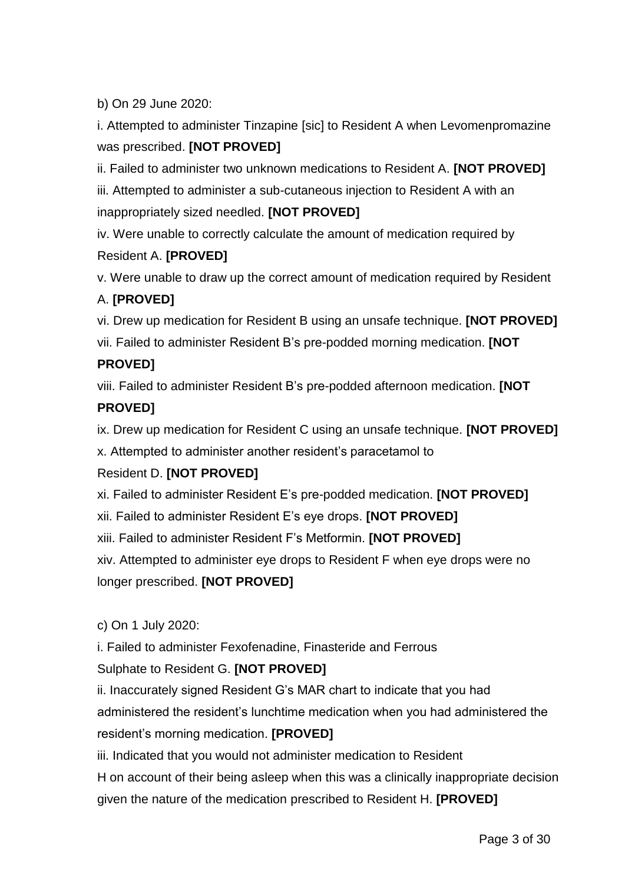b) On 29 June 2020:

i. Attempted to administer Tinzapine [sic] to Resident A when Levomenpromazine was prescribed. **[NOT PROVED]**

ii. Failed to administer two unknown medications to Resident A. **[NOT PROVED]**

iii. Attempted to administer a sub-cutaneous injection to Resident A with an inappropriately sized needled. **[NOT PROVED]**

iv. Were unable to correctly calculate the amount of medication required by Resident A. **[PROVED]**

v. Were unable to draw up the correct amount of medication required by Resident A. **[PROVED]**

vi. Drew up medication for Resident B using an unsafe technique. **[NOT PROVED]**

vii. Failed to administer Resident B's pre-podded morning medication. **[NOT PROVED]**

viii. Failed to administer Resident B's pre-podded afternoon medication. **[NOT PROVED]**

ix. Drew up medication for Resident C using an unsafe technique. **[NOT PROVED]**

x. Attempted to administer another resident's paracetamol to Resident D. **[NOT PROVED]**

xi. Failed to administer Resident E's pre-podded medication. **[NOT PROVED]**

xii. Failed to administer Resident E's eye drops. **[NOT PROVED]**

xiii. Failed to administer Resident F's Metformin. **[NOT PROVED]**

xiv. Attempted to administer eye drops to Resident F when eye drops were no longer prescribed. **[NOT PROVED]**

c) On 1 July 2020:

i. Failed to administer Fexofenadine, Finasteride and Ferrous Sulphate to Resident G. **[NOT PROVED]**

ii. Inaccurately signed Resident G's MAR chart to indicate that you had administered the resident's lunchtime medication when you had administered the resident's morning medication. **[PROVED]**

iii. Indicated that you would not administer medication to Resident H on account of their being asleep when this was a clinically inappropriate decision given the nature of the medication prescribed to Resident H. **[PROVED]**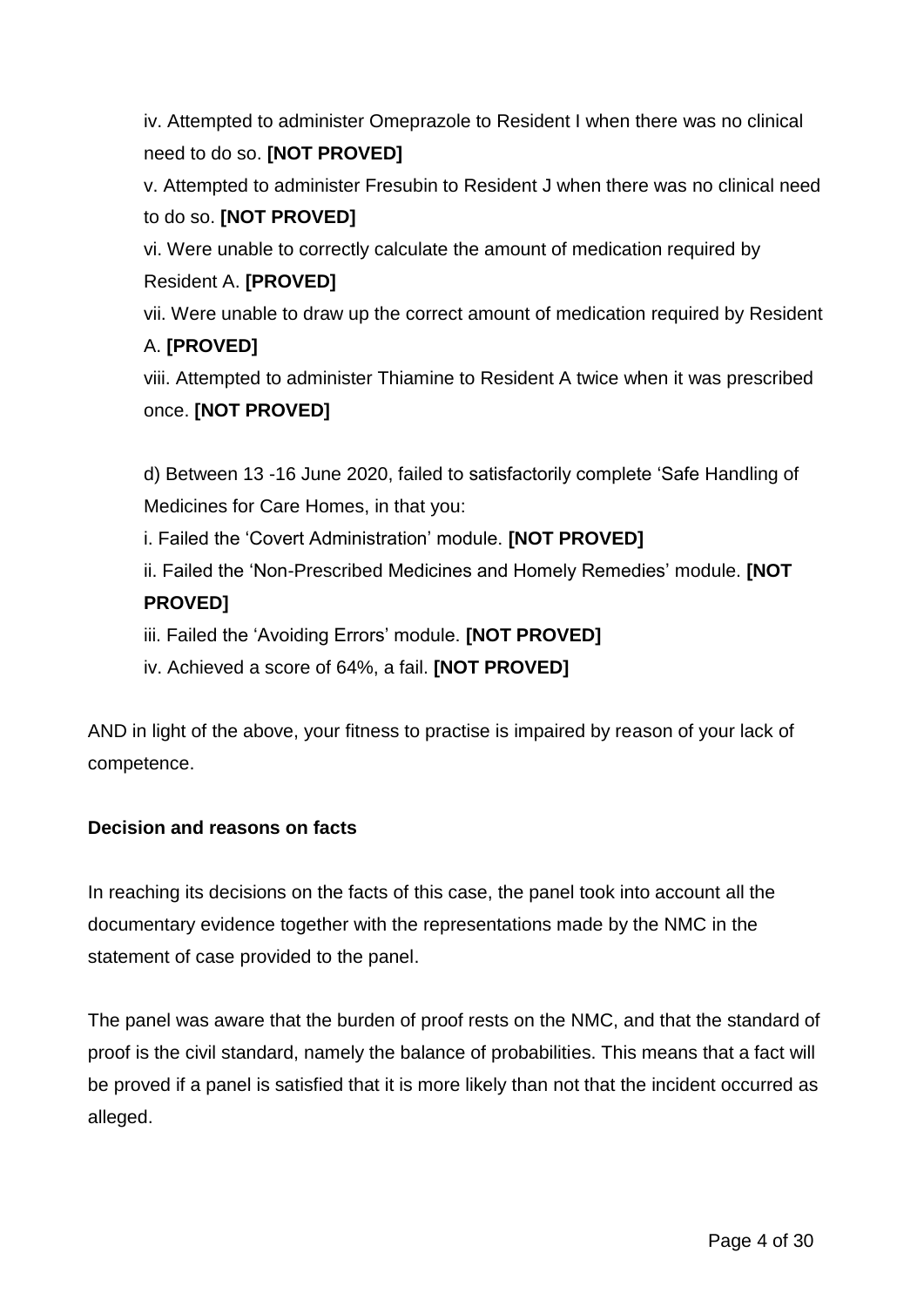iv. Attempted to administer Omeprazole to Resident I when there was no clinical need to do so. **[NOT PROVED]**

v. Attempted to administer Fresubin to Resident J when there was no clinical need to do so. **[NOT PROVED]**

vi. Were unable to correctly calculate the amount of medication required by Resident A. **[PROVED]**

vii. Were unable to draw up the correct amount of medication required by Resident A. **[PROVED]**

viii. Attempted to administer Thiamine to Resident A twice when it was prescribed once. **[NOT PROVED]**

d) Between 13 -16 June 2020, failed to satisfactorily complete 'Safe Handling of Medicines for Care Homes, in that you:

i. Failed the 'Covert Administration' module. **[NOT PROVED]**

ii. Failed the 'Non-Prescribed Medicines and Homely Remedies' module. **[NOT PROVED]**

iii. Failed the 'Avoiding Errors' module. **[NOT PROVED]**

iv. Achieved a score of 64%, a fail. **[NOT PROVED]**

AND in light of the above, your fitness to practise is impaired by reason of your lack of competence.

**Decision and reasons on facts**

In reaching its decisions on the facts of this case, the panel took into account all the documentary evidence together with the representations made by the NMC in the statement of case provided to the panel.

The panel was aware that the burden of proof rests on the NMC, and that the standard of proof is the civil standard, namely the balance of probabilities. This means that a fact will be proved if a panel is satisfied that it is more likely than not that the incident occurred as alleged.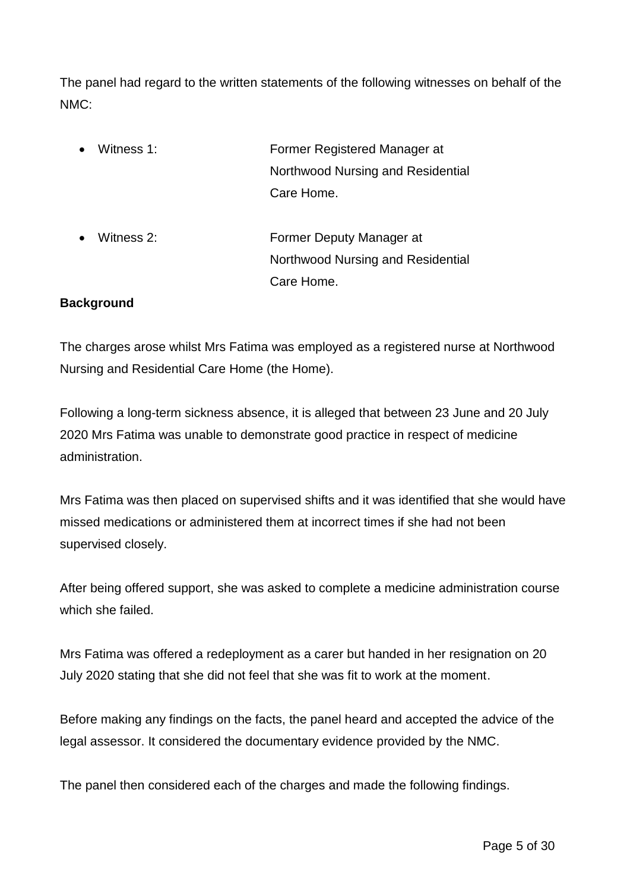The panel had regard to the written statements of the following witnesses on behalf of the NMC:

- Witness 1: Former Registered Manager at Northwood Nursing and Residential Care Home.
- Witness 2: Former Deputy Manager at Northwood Nursing and Residential Care Home.

**Background**

The charges arose whilst Mrs Fatima was employed as a registered nurse at Northwood Nursing and Residential Care Home (the Home).

Following a long-term sickness absence, it is alleged that between 23 June and 20 July 2020 Mrs Fatima was unable to demonstrate good practice in respect of medicine administration.

Mrs Fatima was then placed on supervised shifts and it was identified that she would have missed medications or administered them at incorrect times if she had not been supervised closely.

After being offered support, she was asked to complete a medicine administration course which she failed.

Mrs Fatima was offered a redeployment as a carer but handed in her resignation on 20 July 2020 stating that she did not feel that she was fit to work at the moment.

Before making any findings on the facts, the panel heard and accepted the advice of the legal assessor. It considered the documentary evidence provided by the NMC.

The panel then considered each of the charges and made the following findings.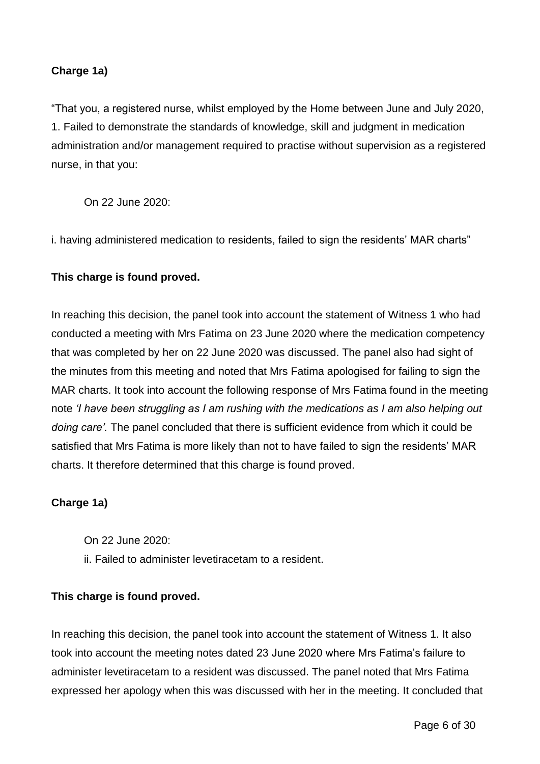**Charge 1a)**

"That you, a registered nurse, whilst employed by the Home between June and July 2020,
1. Failed to demonstrate the standards of knowledge, skill and judgment in medication administration and/or management required to practise without supervision as a registered nurse, in that you:

On 22 June 2020:

i. having administered medication to residents, failed to sign the residents' MAR charts"

**This charge is found proved.**

In reaching this decision, the panel took into account the statement of Witness 1 who had conducted a meeting with Mrs Fatima on 23 June 2020 where the medication competency that was completed by her on 22 June 2020 was discussed. The panel also had sight of the minutes from this meeting and noted that Mrs Fatima apologised for failing to sign the MAR charts. It took into account the following response of Mrs Fatima found in the meeting note *'I have been struggling as I am rushing with the medications as I am also helping out doing care'.* The panel concluded that there is sufficient evidence from which it could be satisfied that Mrs Fatima is more likely than not to have failed to sign the residents' MAR charts. It therefore determined that this charge is found proved.

**Charge 1a)**

On 22 June 2020:
ii. Failed to administer levetiracetam to a resident.

**This charge is found proved.**

In reaching this decision, the panel took into account the statement of Witness 1. It also took into account the meeting notes dated 23 June 2020 where Mrs Fatima's failure to administer levetiracetam to a resident was discussed. The panel noted that Mrs Fatima expressed her apology when this was discussed with her in the meeting. It concluded that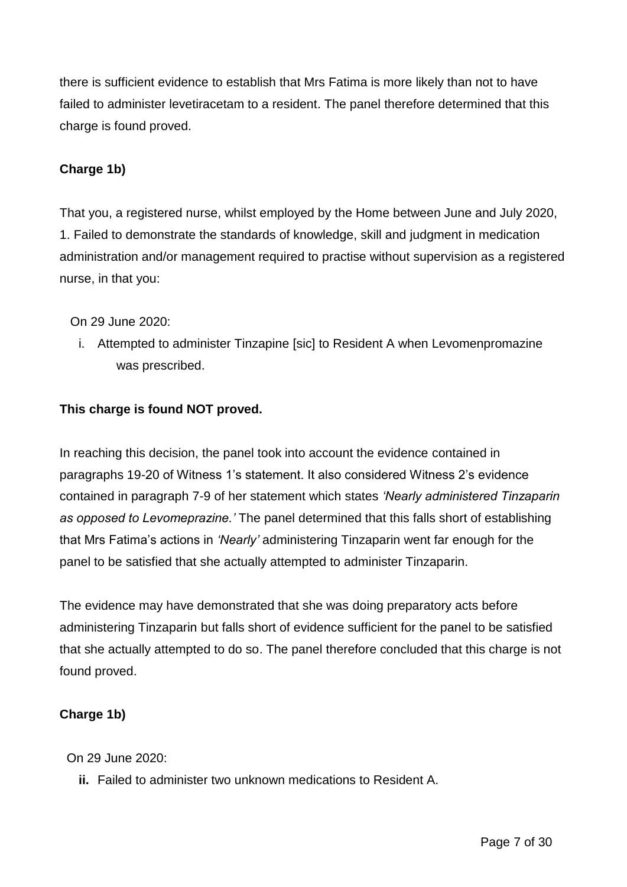there is sufficient evidence to establish that Mrs Fatima is more likely than not to have failed to administer levetiracetam to a resident. The panel therefore determined that this charge is found proved.

**Charge 1b)**

That you, a registered nurse, whilst employed by the Home between June and July 2020,
1. Failed to demonstrate the standards of knowledge, skill and judgment in medication administration and/or management required to practise without supervision as a registered nurse, in that you:

On 29 June 2020:

i. Attempted to administer Tinzapine [sic] to Resident A when Levomenpromazine was prescribed.

**This charge is found NOT proved.**

In reaching this decision, the panel took into account the evidence contained in paragraphs 19-20 of Witness 1's statement. It also considered Witness 2's evidence contained in paragraph 7-9 of her statement which states *'Nearly administered Tinzaparin as opposed to Levomeprazine.'* The panel determined that this falls short of establishing that Mrs Fatima's actions in *'Nearly'* administering Tinzaparin went far enough for the panel to be satisfied that she actually attempted to administer Tinzaparin.

The evidence may have demonstrated that she was doing preparatory acts before administering Tinzaparin but falls short of evidence sufficient for the panel to be satisfied that she actually attempted to do so. The panel therefore concluded that this charge is not found proved.

**Charge 1b)**

On 29 June 2020:

**ii.** Failed to administer two unknown medications to Resident A.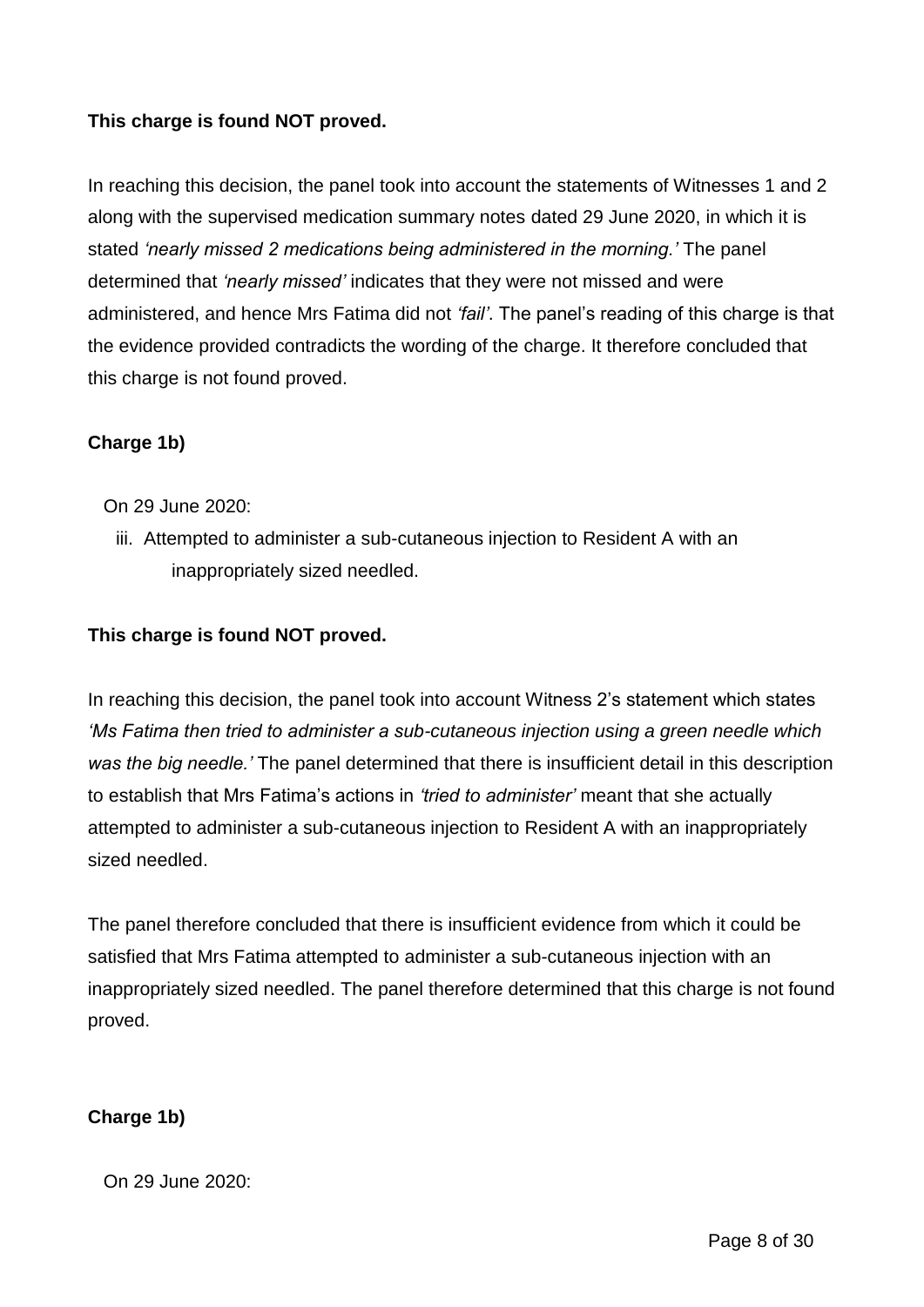**This charge is found NOT proved.**

In reaching this decision, the panel took into account the statements of Witnesses 1 and 2 along with the supervised medication summary notes dated 29 June 2020, in which it is stated *'nearly missed 2 medications being administered in the morning.'* The panel determined that *'nearly missed'* indicates that they were not missed and were administered, and hence Mrs Fatima did not *'fail'*. The panel's reading of this charge is that the evidence provided contradicts the wording of the charge. It therefore concluded that this charge is not found proved.

**Charge 1b)**

On 29 June 2020:

iii. Attempted to administer a sub-cutaneous injection to Resident A with an inappropriately sized needled.

**This charge is found NOT proved.**

In reaching this decision, the panel took into account Witness 2's statement which states *'Ms Fatima then tried to administer a sub-cutaneous injection using a green needle which was the big needle.'* The panel determined that there is insufficient detail in this description to establish that Mrs Fatima's actions in *'tried to administer'* meant that she actually attempted to administer a sub-cutaneous injection to Resident A with an inappropriately sized needled.

The panel therefore concluded that there is insufficient evidence from which it could be satisfied that Mrs Fatima attempted to administer a sub-cutaneous injection with an inappropriately sized needled. The panel therefore determined that this charge is not found proved.

**Charge 1b)**

On 29 June 2020: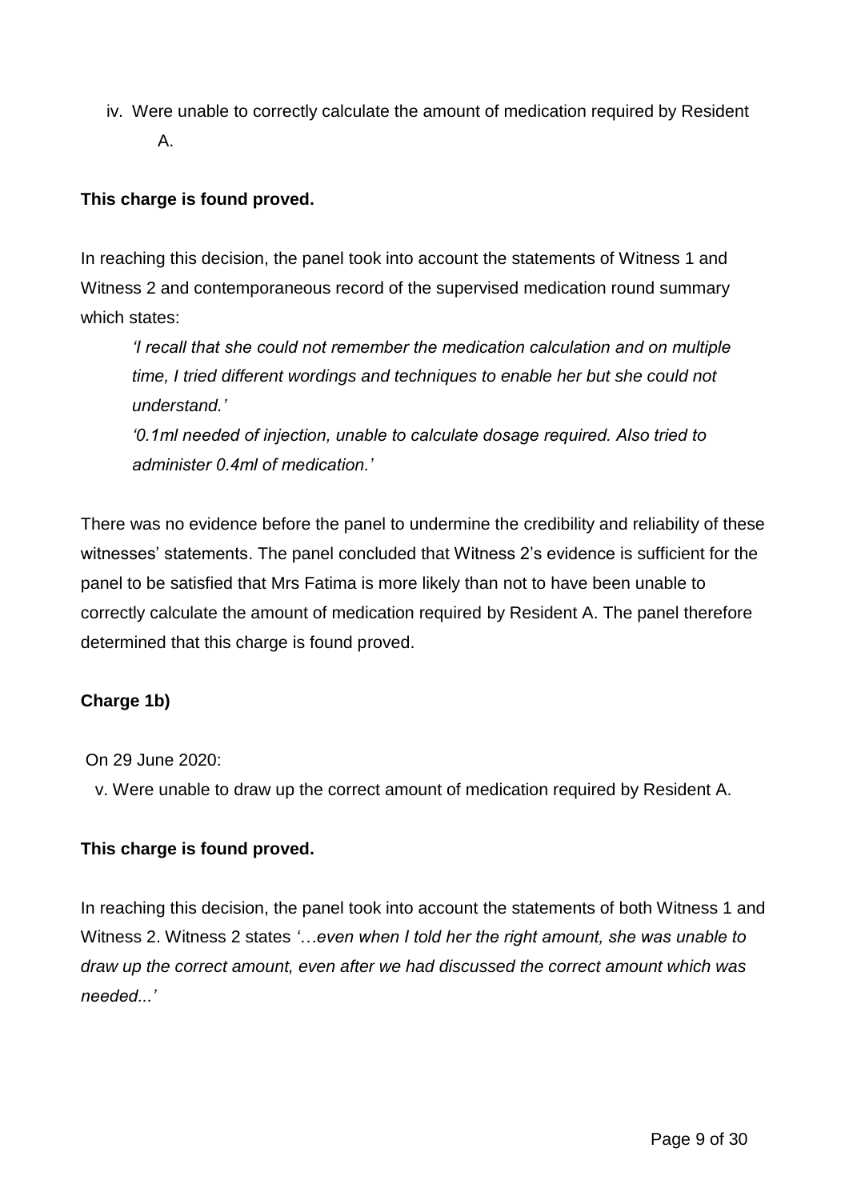iv. Were unable to correctly calculate the amount of medication required by Resident A.

**This charge is found proved.**

In reaching this decision, the panel took into account the statements of Witness 1 and Witness 2 and contemporaneous record of the supervised medication round summary which states:

> *'I recall that she could not remember the medication calculation and on multiple time, I tried different wordings and techniques to enable her but she could not understand.'*
>
> *'0.1ml needed of injection, unable to calculate dosage required. Also tried to administer 0.4ml of medication.'*

There was no evidence before the panel to undermine the credibility and reliability of these witnesses' statements. The panel concluded that Witness 2's evidence is sufficient for the panel to be satisfied that Mrs Fatima is more likely than not to have been unable to correctly calculate the amount of medication required by Resident A. The panel therefore determined that this charge is found proved.

**Charge 1b)**

On 29 June 2020:

v. Were unable to draw up the correct amount of medication required by Resident A.

**This charge is found proved.**

In reaching this decision, the panel took into account the statements of both Witness 1 and Witness 2. Witness 2 states *'…even when I told her the right amount, she was unable to draw up the correct amount, even after we had discussed the correct amount which was needed...'*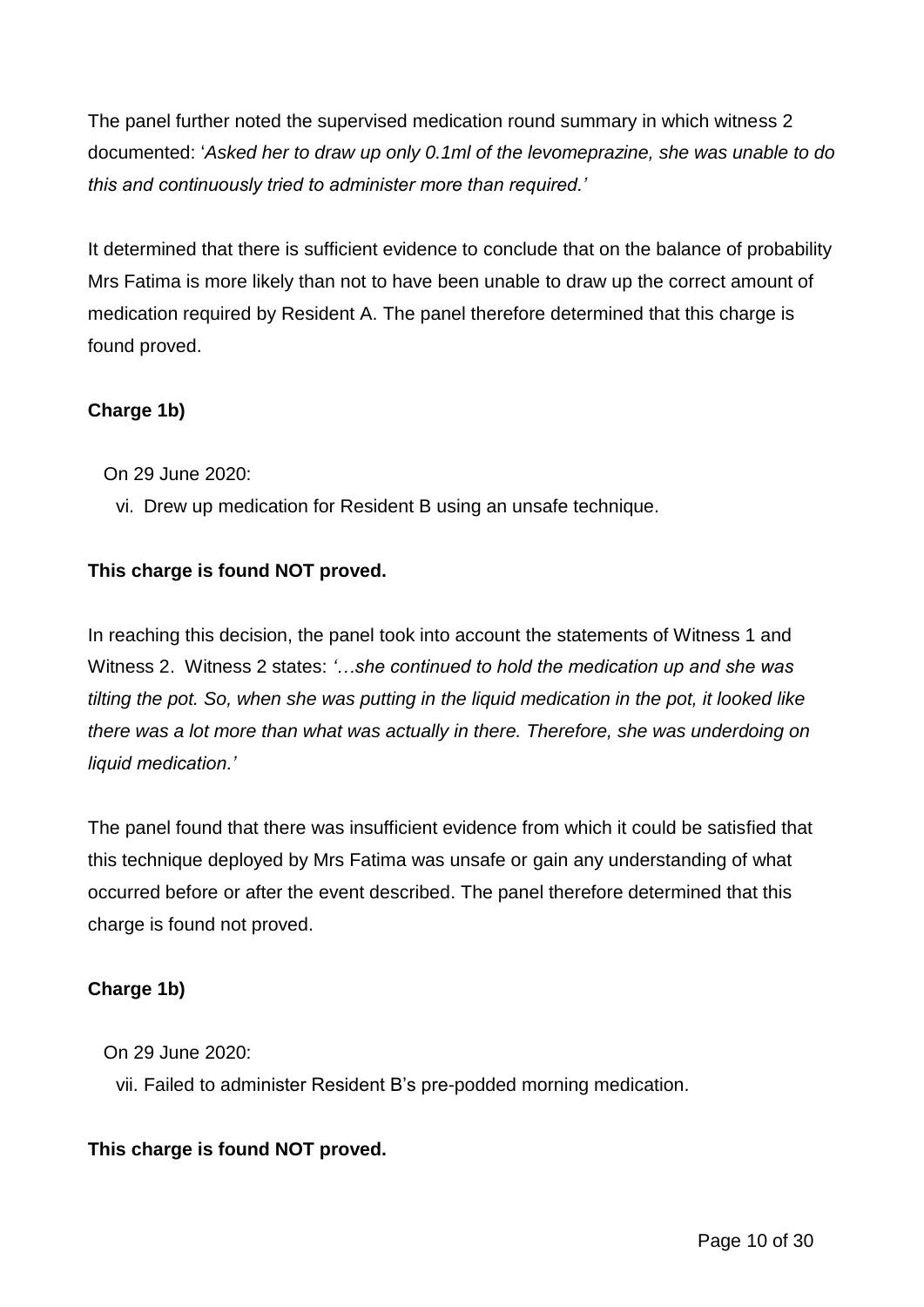The panel further noted the supervised medication round summary in which witness 2 documented: '*Asked her to draw up only 0.1ml of the levomeprazine, she was unable to do this and continuously tried to administer more than required.'*

It determined that there is sufficient evidence to conclude that on the balance of probability Mrs Fatima is more likely than not to have been unable to draw up the correct amount of medication required by Resident A. The panel therefore determined that this charge is found proved.

**Charge 1b)**

On 29 June 2020:

vi. Drew up medication for Resident B using an unsafe technique.

**This charge is found NOT proved.**

In reaching this decision, the panel took into account the statements of Witness 1 and Witness 2. Witness 2 states: *'…she continued to hold the medication up and she was tilting the pot. So, when she was putting in the liquid medication in the pot, it looked like there was a lot more than what was actually in there. Therefore, she was underdoing on liquid medication.'*

The panel found that there was insufficient evidence from which it could be satisfied that this technique deployed by Mrs Fatima was unsafe or gain any understanding of what occurred before or after the event described. The panel therefore determined that this charge is found not proved.

**Charge 1b)**

On 29 June 2020:

vii. Failed to administer Resident B's pre-podded morning medication.

**This charge is found NOT proved.**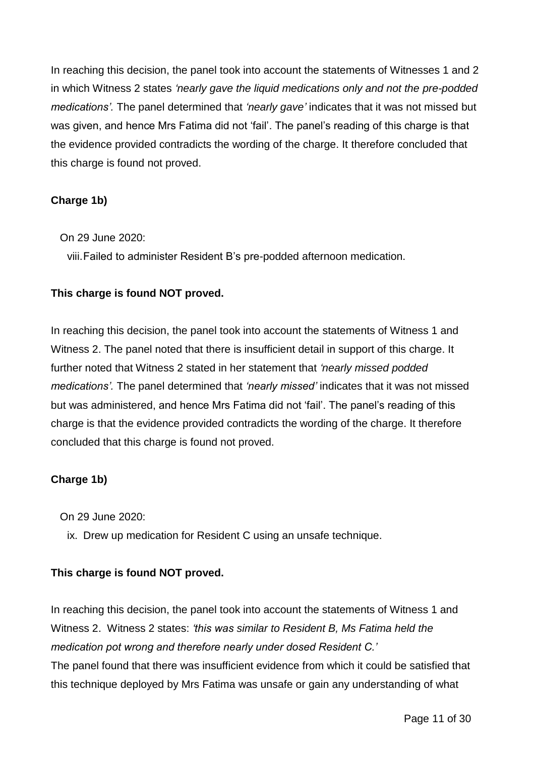In reaching this decision, the panel took into account the statements of Witnesses 1 and 2 in which Witness 2 states *'nearly gave the liquid medications only and not the pre-podded medications'.* The panel determined that *'nearly gave'* indicates that it was not missed but was given, and hence Mrs Fatima did not 'fail'. The panel's reading of this charge is that the evidence provided contradicts the wording of the charge. It therefore concluded that this charge is found not proved.

**Charge 1b)**

On 29 June 2020:

viii. Failed to administer Resident B's pre-podded afternoon medication.

**This charge is found NOT proved.**

In reaching this decision, the panel took into account the statements of Witness 1 and Witness 2. The panel noted that there is insufficient detail in support of this charge. It further noted that Witness 2 stated in her statement that *'nearly missed podded medications'.* The panel determined that *'nearly missed'* indicates that it was not missed but was administered, and hence Mrs Fatima did not 'fail'. The panel's reading of this charge is that the evidence provided contradicts the wording of the charge. It therefore concluded that this charge is found not proved.

**Charge 1b)**

On 29 June 2020:

ix. Drew up medication for Resident C using an unsafe technique.

**This charge is found NOT proved.**

In reaching this decision, the panel took into account the statements of Witness 1 and Witness 2. Witness 2 states: *'this was similar to Resident B, Ms Fatima held the medication pot wrong and therefore nearly under dosed Resident C.'*

The panel found that there was insufficient evidence from which it could be satisfied that this technique deployed by Mrs Fatima was unsafe or gain any understanding of what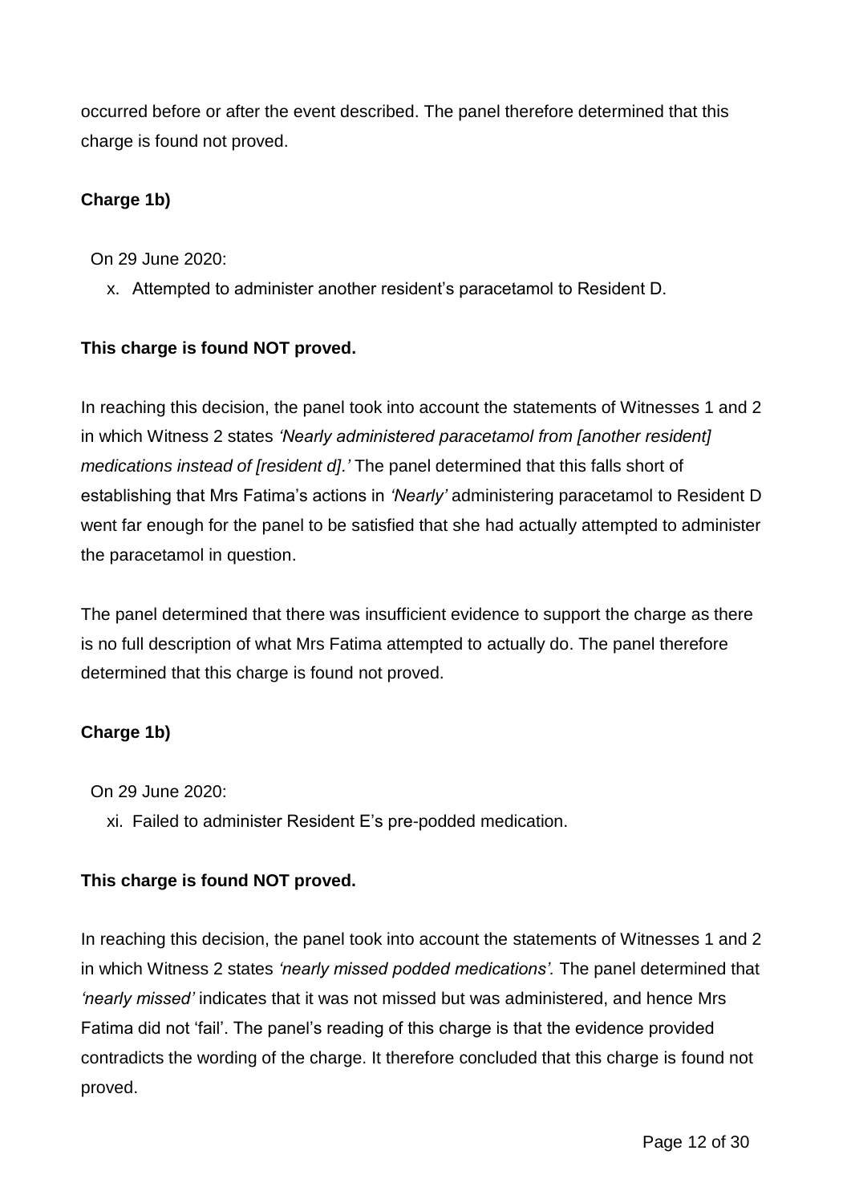occurred before or after the event described. The panel therefore determined that this charge is found not proved.

**Charge 1b)**

On 29 June 2020:

x. Attempted to administer another resident's paracetamol to Resident D.

**This charge is found NOT proved.**

In reaching this decision, the panel took into account the statements of Witnesses 1 and 2 in which Witness 2 states *'Nearly administered paracetamol from [another resident] medications instead of [resident d].'* The panel determined that this falls short of establishing that Mrs Fatima's actions in *'Nearly'* administering paracetamol to Resident D went far enough for the panel to be satisfied that she had actually attempted to administer the paracetamol in question.

The panel determined that there was insufficient evidence to support the charge as there is no full description of what Mrs Fatima attempted to actually do. The panel therefore determined that this charge is found not proved.

**Charge 1b)**

On 29 June 2020:

xi. Failed to administer Resident E's pre-podded medication.

**This charge is found NOT proved.**

In reaching this decision, the panel took into account the statements of Witnesses 1 and 2 in which Witness 2 states *'nearly missed podded medications'.* The panel determined that *'nearly missed'* indicates that it was not missed but was administered, and hence Mrs Fatima did not 'fail'. The panel's reading of this charge is that the evidence provided contradicts the wording of the charge. It therefore concluded that this charge is found not proved.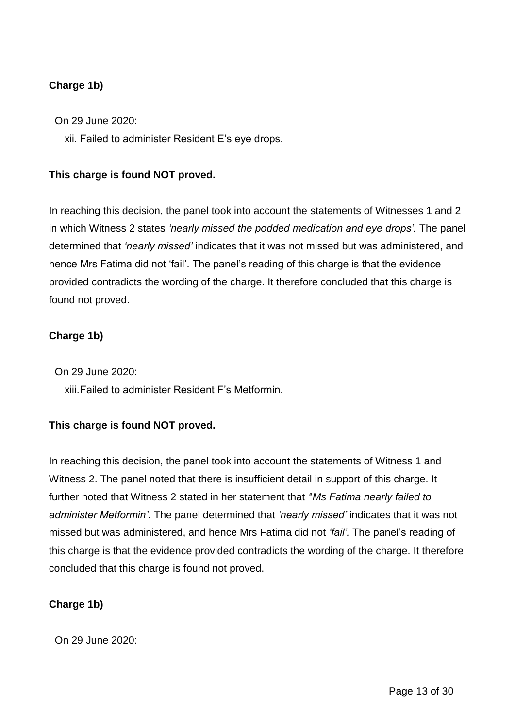**Charge 1b)**

On 29 June 2020:

xii. Failed to administer Resident E's eye drops.

**This charge is found NOT proved.**

In reaching this decision, the panel took into account the statements of Witnesses 1 and 2 in which Witness 2 states *'nearly missed the podded medication and eye drops'.* The panel determined that *'nearly missed'* indicates that it was not missed but was administered, and hence Mrs Fatima did not 'fail'. The panel's reading of this charge is that the evidence provided contradicts the wording of the charge. It therefore concluded that this charge is found not proved.

**Charge 1b)**

On 29 June 2020:

xiii. Failed to administer Resident F's Metformin.

**This charge is found NOT proved.**

In reaching this decision, the panel took into account the statements of Witness 1 and Witness 2. The panel noted that there is insufficient detail in support of this charge. It further noted that Witness 2 stated in her statement that *"Ms Fatima nearly failed to administer Metformin'.* The panel determined that *'nearly missed'* indicates that it was not missed but was administered, and hence Mrs Fatima did not *'fail'.* The panel's reading of this charge is that the evidence provided contradicts the wording of the charge. It therefore concluded that this charge is found not proved.

**Charge 1b)**

On 29 June 2020: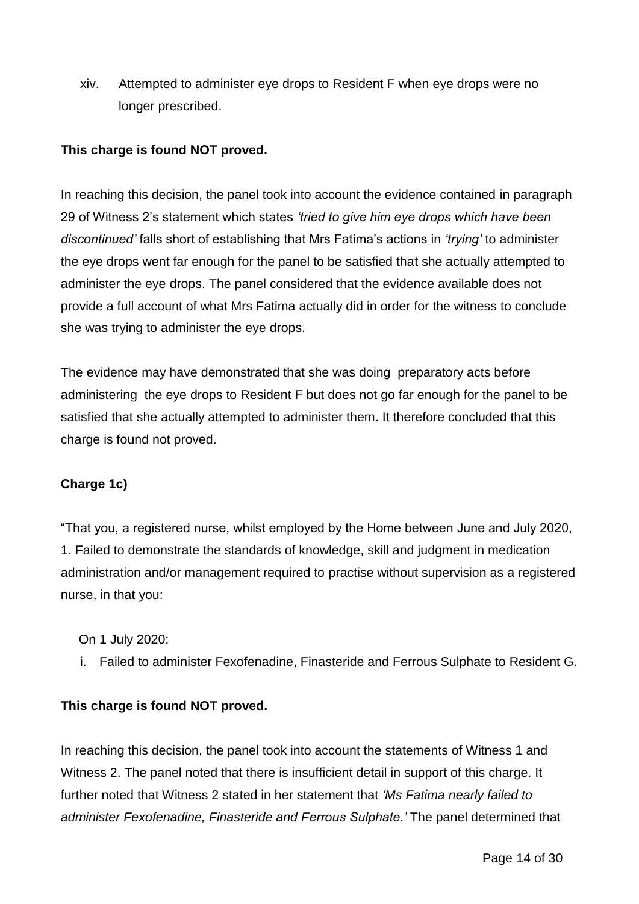xiv. Attempted to administer eye drops to Resident F when eye drops were no longer prescribed.

**This charge is found NOT proved.**

In reaching this decision, the panel took into account the evidence contained in paragraph 29 of Witness 2's statement which states *'tried to give him eye drops which have been discontinued'* falls short of establishing that Mrs Fatima's actions in *'trying'* to administer the eye drops went far enough for the panel to be satisfied that she actually attempted to administer the eye drops. The panel considered that the evidence available does not provide a full account of what Mrs Fatima actually did in order for the witness to conclude she was trying to administer the eye drops.

The evidence may have demonstrated that she was doing preparatory acts before administering the eye drops to Resident F but does not go far enough for the panel to be satisfied that she actually attempted to administer them. It therefore concluded that this charge is found not proved.

**Charge 1c)**

"That you, a registered nurse, whilst employed by the Home between June and July 2020,
1. Failed to demonstrate the standards of knowledge, skill and judgment in medication administration and/or management required to practise without supervision as a registered nurse, in that you:

On 1 July 2020:

i. Failed to administer Fexofenadine, Finasteride and Ferrous Sulphate to Resident G.

**This charge is found NOT proved.**

In reaching this decision, the panel took into account the statements of Witness 1 and Witness 2. The panel noted that there is insufficient detail in support of this charge. It further noted that Witness 2 stated in her statement that *'Ms Fatima nearly failed to administer Fexofenadine, Finasteride and Ferrous Sulphate.'* The panel determined that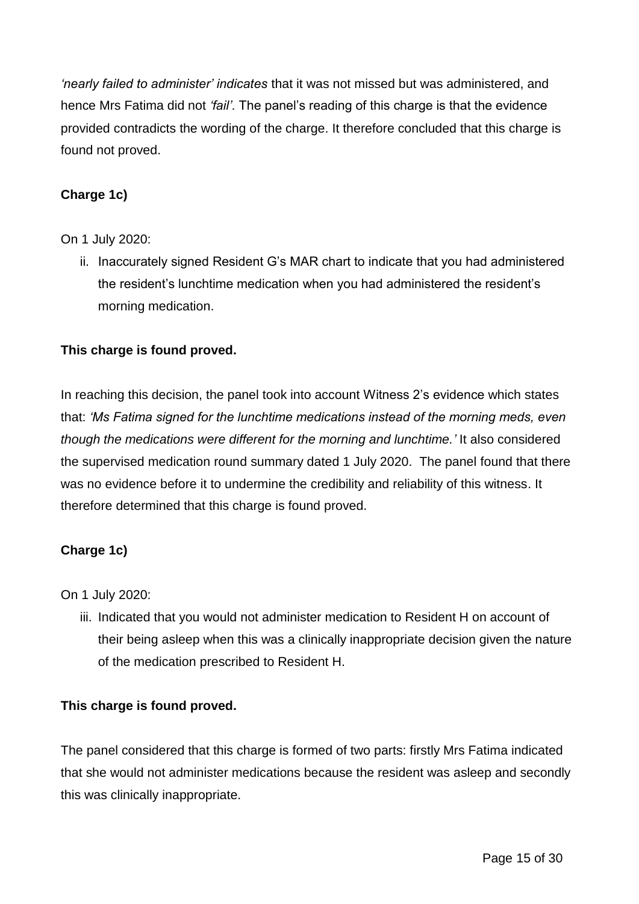*'nearly failed to administer' indicates* that it was not missed but was administered, and hence Mrs Fatima did not *'fail'*. The panel's reading of this charge is that the evidence provided contradicts the wording of the charge. It therefore concluded that this charge is found not proved.

**Charge 1c)**

On 1 July 2020:

ii. Inaccurately signed Resident G's MAR chart to indicate that you had administered the resident's lunchtime medication when you had administered the resident's morning medication.

**This charge is found proved.**

In reaching this decision, the panel took into account Witness 2's evidence which states that: *'Ms Fatima signed for the lunchtime medications instead of the morning meds, even though the medications were different for the morning and lunchtime.'* It also considered the supervised medication round summary dated 1 July 2020. The panel found that there was no evidence before it to undermine the credibility and reliability of this witness. It therefore determined that this charge is found proved.

**Charge 1c)**

On 1 July 2020:

iii. Indicated that you would not administer medication to Resident H on account of their being asleep when this was a clinically inappropriate decision given the nature of the medication prescribed to Resident H.

**This charge is found proved.**

The panel considered that this charge is formed of two parts: firstly Mrs Fatima indicated that she would not administer medications because the resident was asleep and secondly this was clinically inappropriate.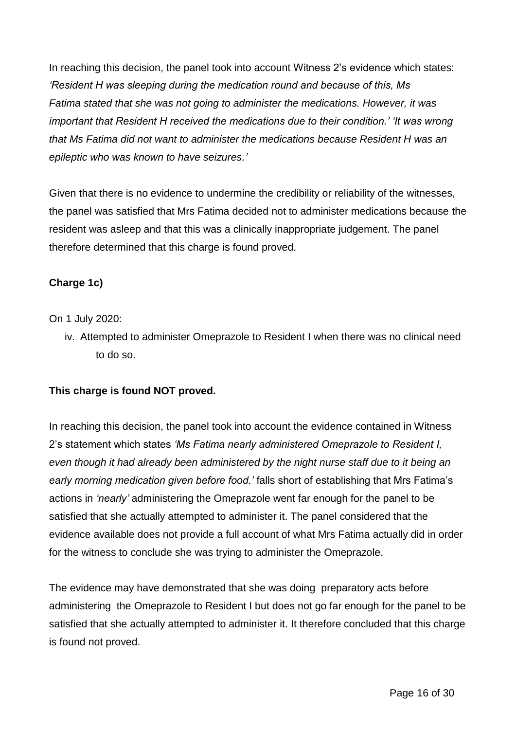In reaching this decision, the panel took into account Witness 2's evidence which states: *'Resident H was sleeping during the medication round and because of this, Ms Fatima stated that she was not going to administer the medications. However, it was important that Resident H received the medications due to their condition.' 'It was wrong that Ms Fatima did not want to administer the medications because Resident H was an epileptic who was known to have seizures.'*

Given that there is no evidence to undermine the credibility or reliability of the witnesses, the panel was satisfied that Mrs Fatima decided not to administer medications because the resident was asleep and that this was a clinically inappropriate judgement. The panel therefore determined that this charge is found proved.

**Charge 1c)**

On 1 July 2020:

iv. Attempted to administer Omeprazole to Resident I when there was no clinical need to do so.

**This charge is found NOT proved.**

In reaching this decision, the panel took into account the evidence contained in Witness 2's statement which states *'Ms Fatima nearly administered Omeprazole to Resident I, even though it had already been administered by the night nurse staff due to it being an early morning medication given before food.'* falls short of establishing that Mrs Fatima's actions in *'nearly'* administering the Omeprazole went far enough for the panel to be satisfied that she actually attempted to administer it. The panel considered that the evidence available does not provide a full account of what Mrs Fatima actually did in order for the witness to conclude she was trying to administer the Omeprazole.

The evidence may have demonstrated that she was doing preparatory acts before administering the Omeprazole to Resident I but does not go far enough for the panel to be satisfied that she actually attempted to administer it. It therefore concluded that this charge is found not proved.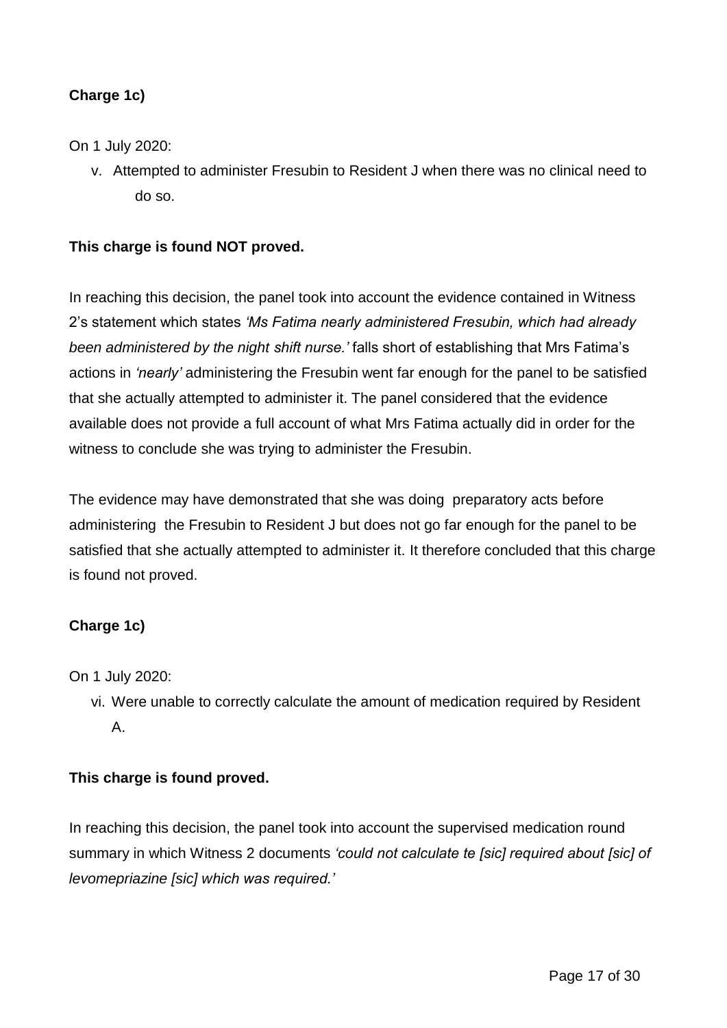**Charge 1c)**

On 1 July 2020:

v. Attempted to administer Fresubin to Resident J when there was no clinical need to do so.

**This charge is found NOT proved.**

In reaching this decision, the panel took into account the evidence contained in Witness 2's statement which states *'Ms Fatima nearly administered Fresubin, which had already been administered by the night shift nurse.'* falls short of establishing that Mrs Fatima's actions in *'nearly'* administering the Fresubin went far enough for the panel to be satisfied that she actually attempted to administer it. The panel considered that the evidence available does not provide a full account of what Mrs Fatima actually did in order for the witness to conclude she was trying to administer the Fresubin.

The evidence may have demonstrated that she was doing preparatory acts before administering the Fresubin to Resident J but does not go far enough for the panel to be satisfied that she actually attempted to administer it. It therefore concluded that this charge is found not proved.

**Charge 1c)**

On 1 July 2020:

vi. Were unable to correctly calculate the amount of medication required by Resident A.

**This charge is found proved.**

In reaching this decision, the panel took into account the supervised medication round summary in which Witness 2 documents *'could not calculate te [sic] required about [sic] of levomepriazine [sic] which was required.'*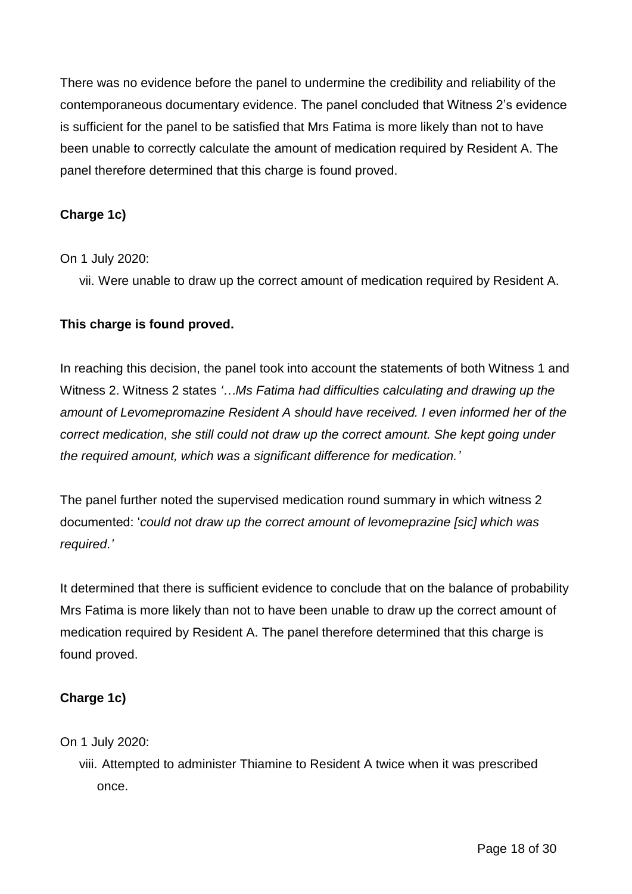There was no evidence before the panel to undermine the credibility and reliability of the contemporaneous documentary evidence. The panel concluded that Witness 2's evidence is sufficient for the panel to be satisfied that Mrs Fatima is more likely than not to have been unable to correctly calculate the amount of medication required by Resident A. The panel therefore determined that this charge is found proved.

**Charge 1c)**

On 1 July 2020:

vii. Were unable to draw up the correct amount of medication required by Resident A.

**This charge is found proved.**

In reaching this decision, the panel took into account the statements of both Witness 1 and Witness 2. Witness 2 states *'…Ms Fatima had difficulties calculating and drawing up the amount of Levomepromazine Resident A should have received. I even informed her of the correct medication, she still could not draw up the correct amount. She kept going under the required amount, which was a significant difference for medication.'*

The panel further noted the supervised medication round summary in which witness 2 documented: '*could not draw up the correct amount of levomeprazine [sic] which was required.'*

It determined that there is sufficient evidence to conclude that on the balance of probability Mrs Fatima is more likely than not to have been unable to draw up the correct amount of medication required by Resident A. The panel therefore determined that this charge is found proved.

**Charge 1c)**

On 1 July 2020:

viii. Attempted to administer Thiamine to Resident A twice when it was prescribed once.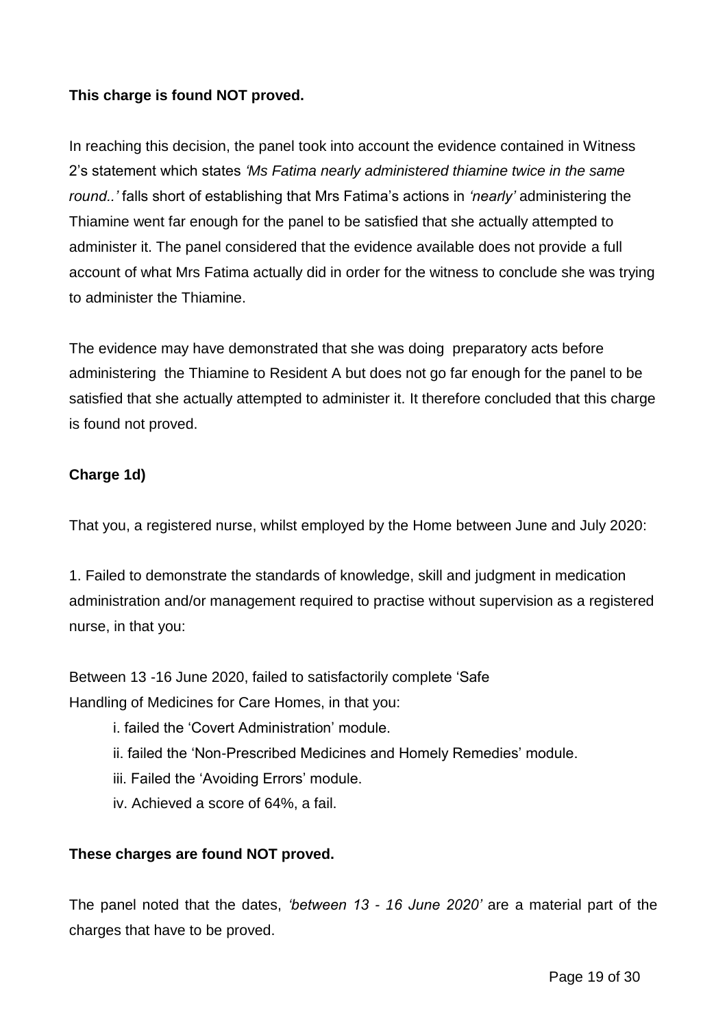**This charge is found NOT proved.**

In reaching this decision, the panel took into account the evidence contained in Witness 2's statement which states *'Ms Fatima nearly administered thiamine twice in the same round..'* falls short of establishing that Mrs Fatima's actions in *'nearly'* administering the Thiamine went far enough for the panel to be satisfied that she actually attempted to administer it. The panel considered that the evidence available does not provide a full account of what Mrs Fatima actually did in order for the witness to conclude she was trying to administer the Thiamine.

The evidence may have demonstrated that she was doing preparatory acts before administering the Thiamine to Resident A but does not go far enough for the panel to be satisfied that she actually attempted to administer it. It therefore concluded that this charge is found not proved.

**Charge 1d)**

That you, a registered nurse, whilst employed by the Home between June and July 2020:

1. Failed to demonstrate the standards of knowledge, skill and judgment in medication administration and/or management required to practise without supervision as a registered nurse, in that you:

Between 13 -16 June 2020, failed to satisfactorily complete 'Safe Handling of Medicines for Care Homes, in that you:

- i. failed the 'Covert Administration' module.
- ii. failed the 'Non-Prescribed Medicines and Homely Remedies' module.
- iii. Failed the 'Avoiding Errors' module.
- iv. Achieved a score of 64%, a fail.

**These charges are found NOT proved.**

The panel noted that the dates, *'between 13 - 16 June 2020'* are a material part of the charges that have to be proved.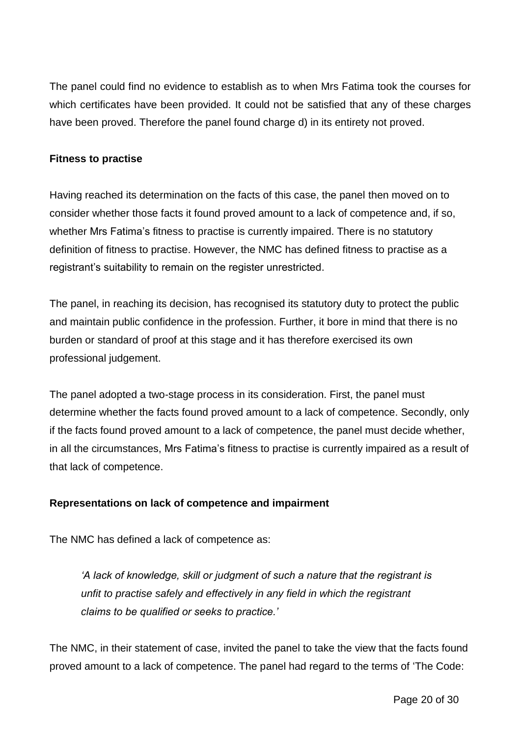The panel could find no evidence to establish as to when Mrs Fatima took the courses for which certificates have been provided. It could not be satisfied that any of these charges have been proved. Therefore the panel found charge d) in its entirety not proved.

**Fitness to practise**

Having reached its determination on the facts of this case, the panel then moved on to consider whether those facts it found proved amount to a lack of competence and, if so, whether Mrs Fatima's fitness to practise is currently impaired. There is no statutory definition of fitness to practise. However, the NMC has defined fitness to practise as a registrant's suitability to remain on the register unrestricted.

The panel, in reaching its decision, has recognised its statutory duty to protect the public and maintain public confidence in the profession. Further, it bore in mind that there is no burden or standard of proof at this stage and it has therefore exercised its own professional judgement.

The panel adopted a two-stage process in its consideration. First, the panel must determine whether the facts found proved amount to a lack of competence. Secondly, only if the facts found proved amount to a lack of competence, the panel must decide whether, in all the circumstances, Mrs Fatima's fitness to practise is currently impaired as a result of that lack of competence.

**Representations on lack of competence and impairment**

The NMC has defined a lack of competence as:

> *'A lack of knowledge, skill or judgment of such a nature that the registrant is unfit to practise safely and effectively in any field in which the registrant claims to be qualified or seeks to practice.'*

The NMC, in their statement of case, invited the panel to take the view that the facts found proved amount to a lack of competence. The panel had regard to the terms of 'The Code: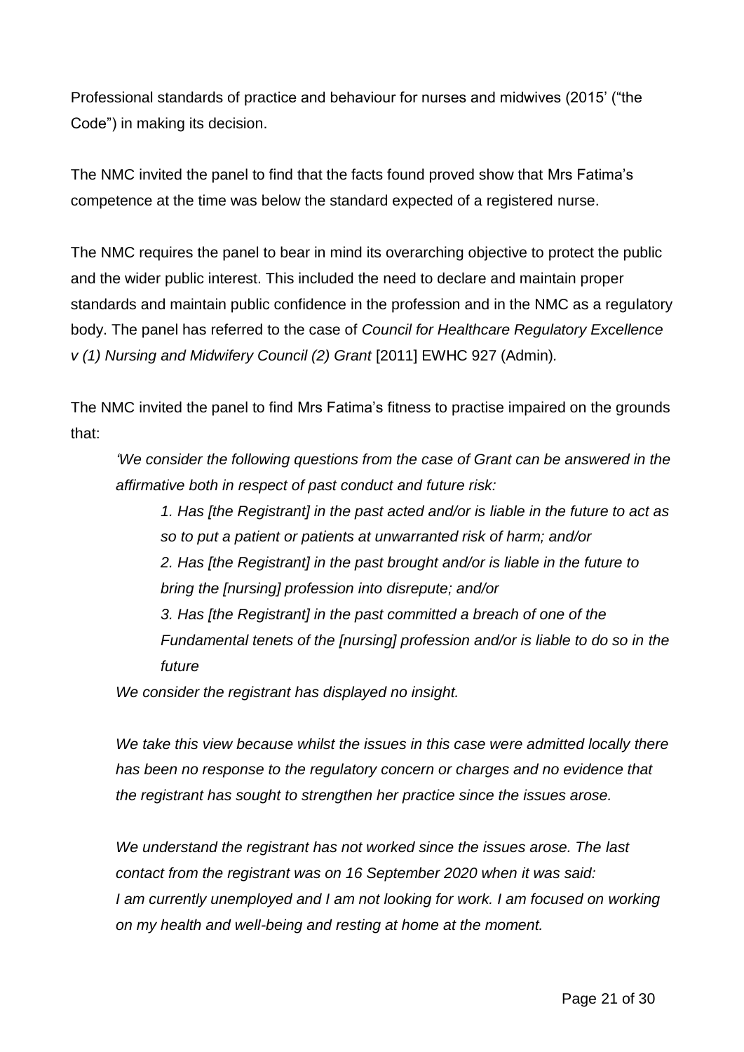Professional standards of practice and behaviour for nurses and midwives (2015' ("the Code") in making its decision.

The NMC invited the panel to find that the facts found proved show that Mrs Fatima's competence at the time was below the standard expected of a registered nurse.

The NMC requires the panel to bear in mind its overarching objective to protect the public and the wider public interest. This included the need to declare and maintain proper standards and maintain public confidence in the profession and in the NMC as a regulatory body. The panel has referred to the case of *Council for Healthcare Regulatory Excellence v (1) Nursing and Midwifery Council (2) Grant* [2011] EWHC 927 (Admin).

The NMC invited the panel to find Mrs Fatima's fitness to practise impaired on the grounds that:

> *'We consider the following questions from the case of Grant can be answered in the affirmative both in respect of past conduct and future risk:*
>
> > *1. Has [the Registrant] in the past acted and/or is liable in the future to act as so to put a patient or patients at unwarranted risk of harm; and/or*
> >
> > *2. Has [the Registrant] in the past brought and/or is liable in the future to bring the [nursing] profession into disrepute; and/or*
> >
> > *3. Has [the Registrant] in the past committed a breach of one of the Fundamental tenets of the [nursing] profession and/or is liable to do so in the future*
>
> *We consider the registrant has displayed no insight.*
>
> *We take this view because whilst the issues in this case were admitted locally there has been no response to the regulatory concern or charges and no evidence that the registrant has sought to strengthen her practice since the issues arose.*
>
> *We understand the registrant has not worked since the issues arose. The last contact from the registrant was on 16 September 2020 when it was said: I am currently unemployed and I am not looking for work. I am focused on working on my health and well-being and resting at home at the moment.*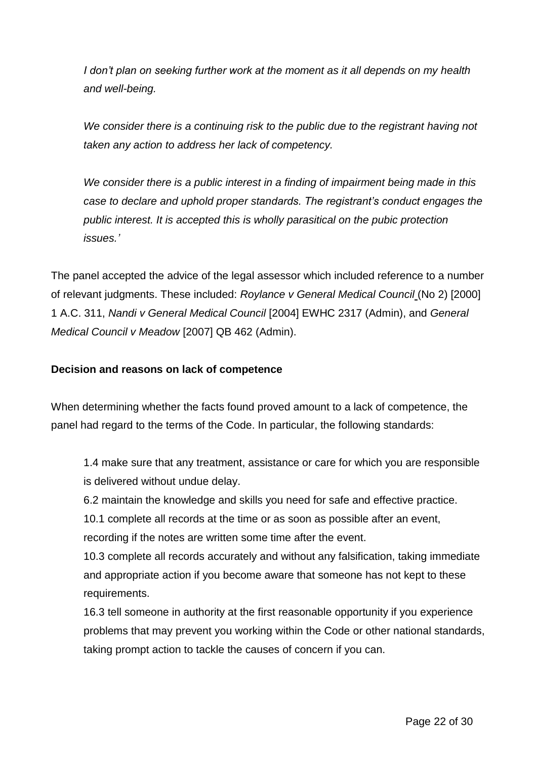*I don't plan on seeking further work at the moment as it all depends on my health and well-being.*

*We consider there is a continuing risk to the public due to the registrant having not taken any action to address her lack of competency.*

*We consider there is a public interest in a finding of impairment being made in this case to declare and uphold proper standards. The registrant's conduct engages the public interest. It is accepted this is wholly parasitical on the pubic protection issues.'*

The panel accepted the advice of the legal assessor which included reference to a number of relevant judgments. These included: *Roylance v General Medical Council* (No 2) [2000] 1 A.C. 311, *Nandi v General Medical Council* [2004] EWHC 2317 (Admin), and *General Medical Council v Meadow* [2007] QB 462 (Admin).

**Decision and reasons on lack of competence**

When determining whether the facts found proved amount to a lack of competence, the panel had regard to the terms of the Code. In particular, the following standards:

> 1.4 make sure that any treatment, assistance or care for which you are responsible is delivered without undue delay.
> 6.2 maintain the knowledge and skills you need for safe and effective practice.
> 10.1 complete all records at the time or as soon as possible after an event, recording if the notes are written some time after the event.
> 10.3 complete all records accurately and without any falsification, taking immediate and appropriate action if you become aware that someone has not kept to these requirements.
> 16.3 tell someone in authority at the first reasonable opportunity if you experience problems that may prevent you working within the Code or other national standards, taking prompt action to tackle the causes of concern if you can.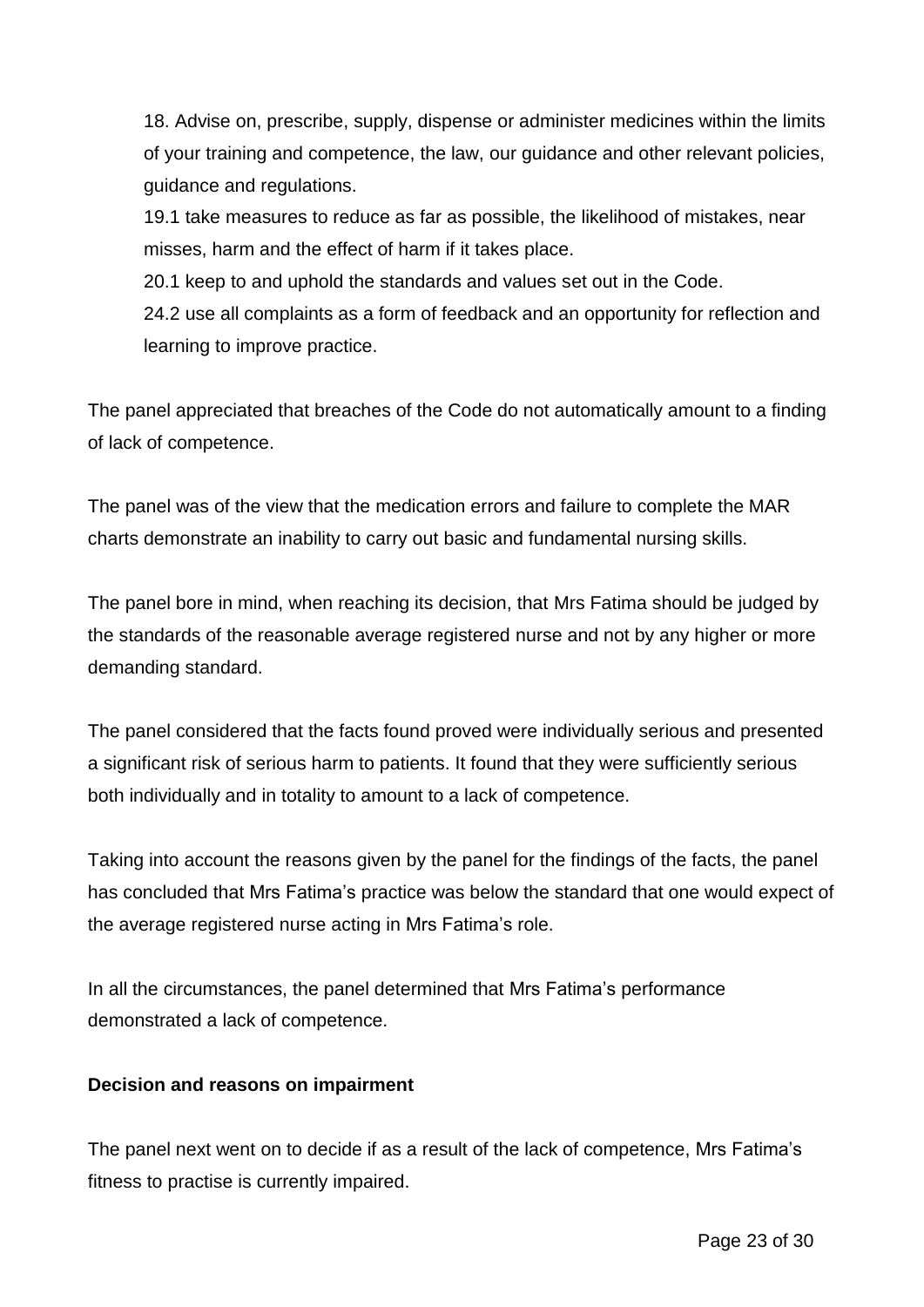18. Advise on, prescribe, supply, dispense or administer medicines within the limits of your training and competence, the law, our guidance and other relevant policies, guidance and regulations.

19.1 take measures to reduce as far as possible, the likelihood of mistakes, near misses, harm and the effect of harm if it takes place.

20.1 keep to and uphold the standards and values set out in the Code.

24.2 use all complaints as a form of feedback and an opportunity for reflection and learning to improve practice.

The panel appreciated that breaches of the Code do not automatically amount to a finding of lack of competence.

The panel was of the view that the medication errors and failure to complete the MAR charts demonstrate an inability to carry out basic and fundamental nursing skills.

The panel bore in mind, when reaching its decision, that Mrs Fatima should be judged by the standards of the reasonable average registered nurse and not by any higher or more demanding standard.

The panel considered that the facts found proved were individually serious and presented a significant risk of serious harm to patients. It found that they were sufficiently serious both individually and in totality to amount to a lack of competence.

Taking into account the reasons given by the panel for the findings of the facts, the panel has concluded that Mrs Fatima's practice was below the standard that one would expect of the average registered nurse acting in Mrs Fatima's role.

In all the circumstances, the panel determined that Mrs Fatima's performance demonstrated a lack of competence.

**Decision and reasons on impairment**

The panel next went on to decide if as a result of the lack of competence, Mrs Fatima's fitness to practise is currently impaired.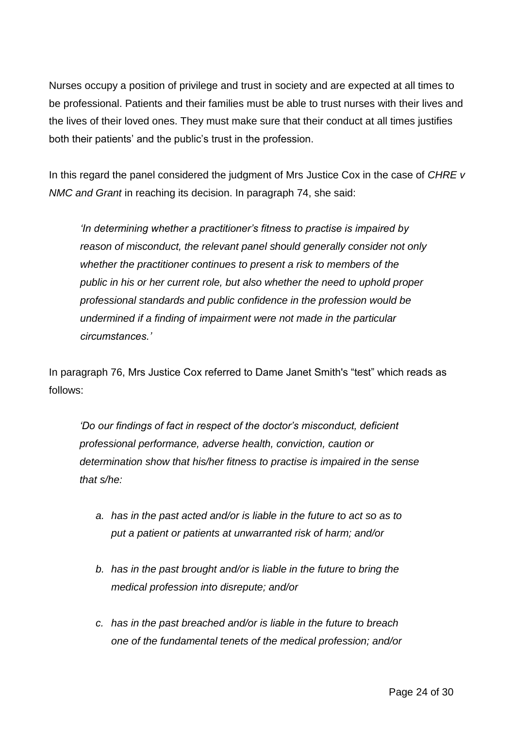Nurses occupy a position of privilege and trust in society and are expected at all times to be professional. Patients and their families must be able to trust nurses with their lives and the lives of their loved ones. They must make sure that their conduct at all times justifies both their patients' and the public's trust in the profession.

In this regard the panel considered the judgment of Mrs Justice Cox in the case of *CHRE v NMC and Grant* in reaching its decision. In paragraph 74, she said:

> *'In determining whether a practitioner's fitness to practise is impaired by reason of misconduct, the relevant panel should generally consider not only whether the practitioner continues to present a risk to members of the public in his or her current role, but also whether the need to uphold proper professional standards and public confidence in the profession would be undermined if a finding of impairment were not made in the particular circumstances.'*

In paragraph 76, Mrs Justice Cox referred to Dame Janet Smith's "test" which reads as follows:

> *'Do our findings of fact in respect of the doctor's misconduct, deficient professional performance, adverse health, conviction, caution or determination show that his/her fitness to practise is impaired in the sense that s/he:*
>
> *a. has in the past acted and/or is liable in the future to act so as to put a patient or patients at unwarranted risk of harm; and/or*
>
> *b. has in the past brought and/or is liable in the future to bring the medical profession into disrepute; and/or*
>
> *c. has in the past breached and/or is liable in the future to breach one of the fundamental tenets of the medical profession; and/or*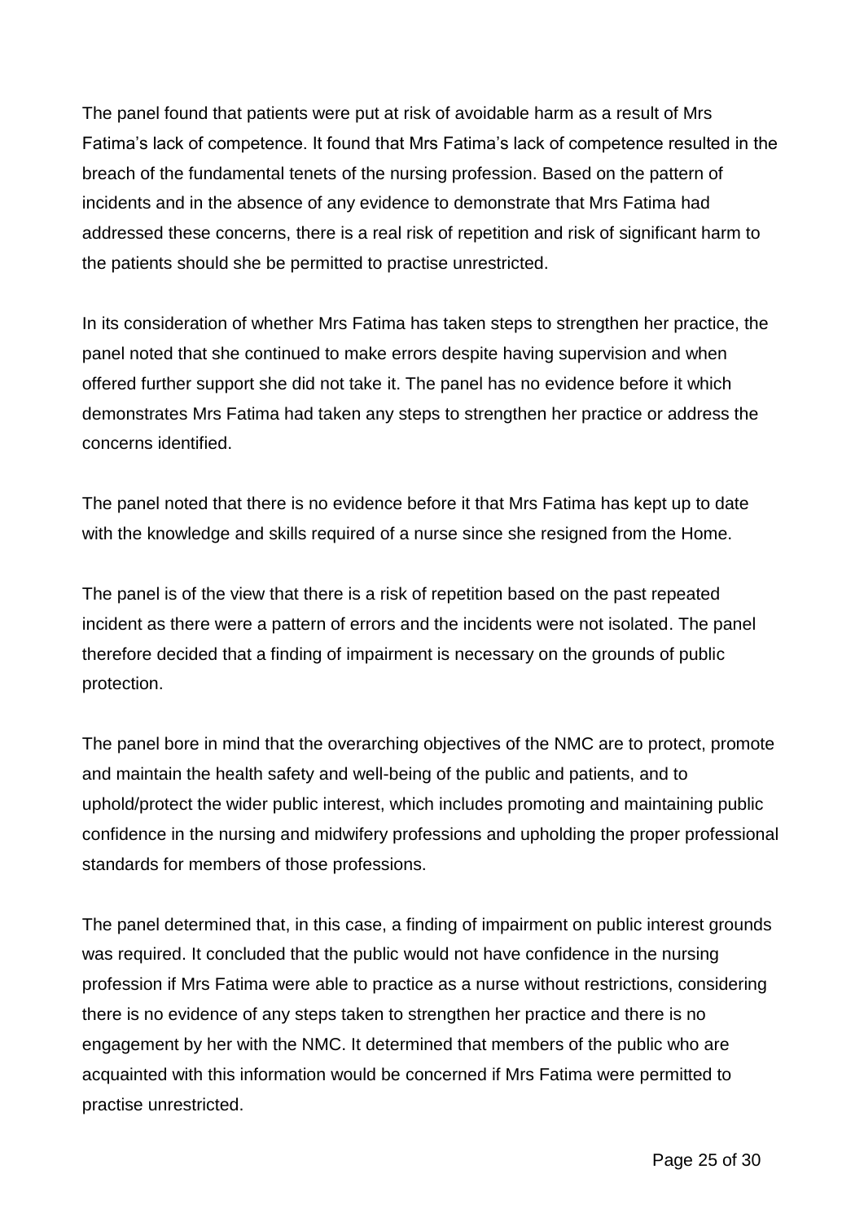The panel found that patients were put at risk of avoidable harm as a result of Mrs Fatima's lack of competence. It found that Mrs Fatima's lack of competence resulted in the breach of the fundamental tenets of the nursing profession. Based on the pattern of incidents and in the absence of any evidence to demonstrate that Mrs Fatima had addressed these concerns, there is a real risk of repetition and risk of significant harm to the patients should she be permitted to practise unrestricted.

In its consideration of whether Mrs Fatima has taken steps to strengthen her practice, the panel noted that she continued to make errors despite having supervision and when offered further support she did not take it. The panel has no evidence before it which demonstrates Mrs Fatima had taken any steps to strengthen her practice or address the concerns identified.

The panel noted that there is no evidence before it that Mrs Fatima has kept up to date with the knowledge and skills required of a nurse since she resigned from the Home.

The panel is of the view that there is a risk of repetition based on the past repeated incident as there were a pattern of errors and the incidents were not isolated. The panel therefore decided that a finding of impairment is necessary on the grounds of public protection.

The panel bore in mind that the overarching objectives of the NMC are to protect, promote and maintain the health safety and well-being of the public and patients, and to uphold/protect the wider public interest, which includes promoting and maintaining public confidence in the nursing and midwifery professions and upholding the proper professional standards for members of those professions.

The panel determined that, in this case, a finding of impairment on public interest grounds was required. It concluded that the public would not have confidence in the nursing profession if Mrs Fatima were able to practice as a nurse without restrictions, considering there is no evidence of any steps taken to strengthen her practice and there is no engagement by her with the NMC. It determined that members of the public who are acquainted with this information would be concerned if Mrs Fatima were permitted to practise unrestricted.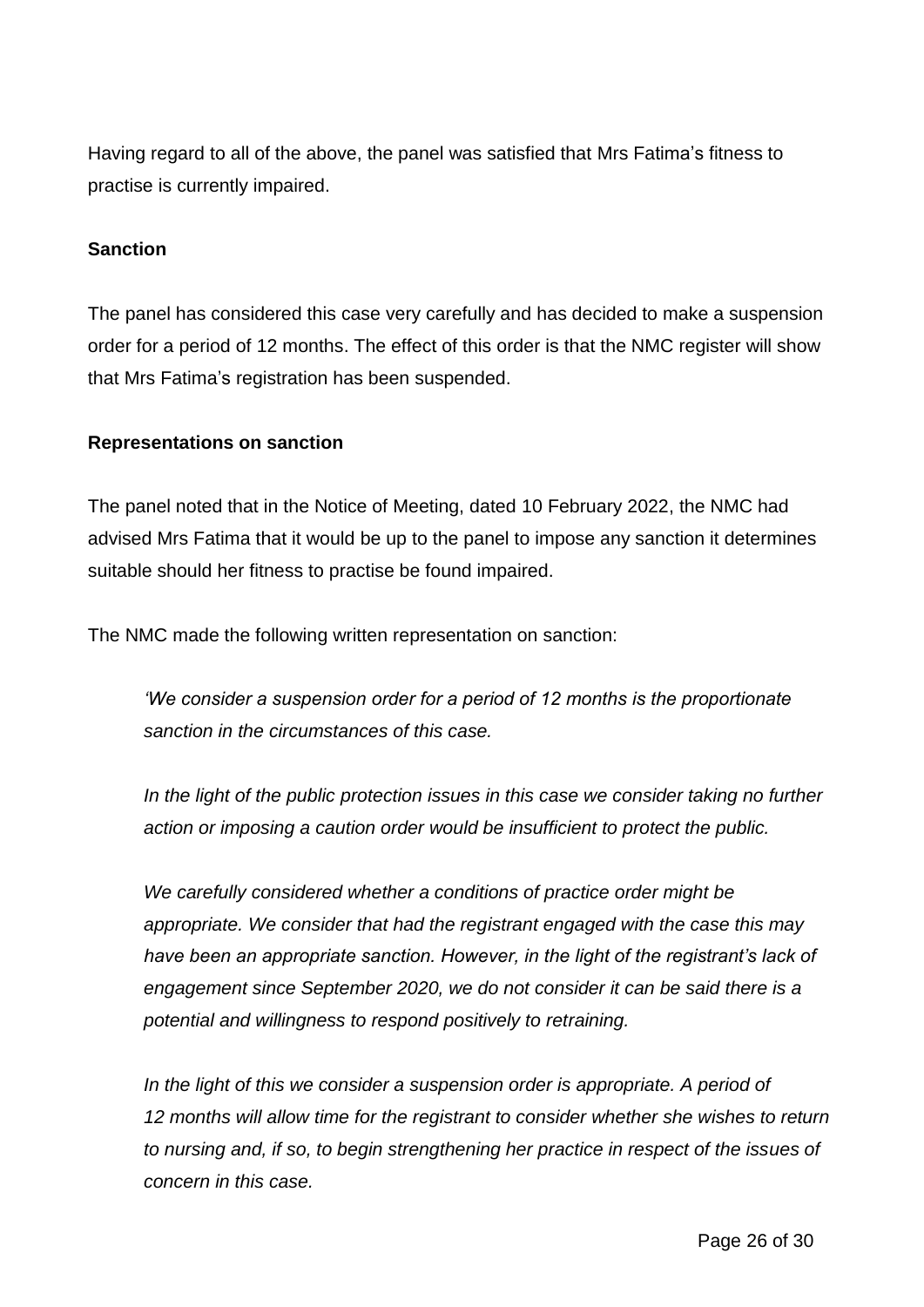Having regard to all of the above, the panel was satisfied that Mrs Fatima's fitness to practise is currently impaired.

**Sanction**

The panel has considered this case very carefully and has decided to make a suspension order for a period of 12 months. The effect of this order is that the NMC register will show that Mrs Fatima's registration has been suspended.

**Representations on sanction**

The panel noted that in the Notice of Meeting, dated 10 February 2022, the NMC had advised Mrs Fatima that it would be up to the panel to impose any sanction it determines suitable should her fitness to practise be found impaired.

The NMC made the following written representation on sanction:

> *'We consider a suspension order for a period of 12 months is the proportionate sanction in the circumstances of this case.*
>
> *In the light of the public protection issues in this case we consider taking no further action or imposing a caution order would be insufficient to protect the public.*
>
> *We carefully considered whether a conditions of practice order might be appropriate. We consider that had the registrant engaged with the case this may have been an appropriate sanction. However, in the light of the registrant's lack of engagement since September 2020, we do not consider it can be said there is a potential and willingness to respond positively to retraining.*
>
> *In the light of this we consider a suspension order is appropriate. A period of 12 months will allow time for the registrant to consider whether she wishes to return to nursing and, if so, to begin strengthening her practice in respect of the issues of concern in this case.*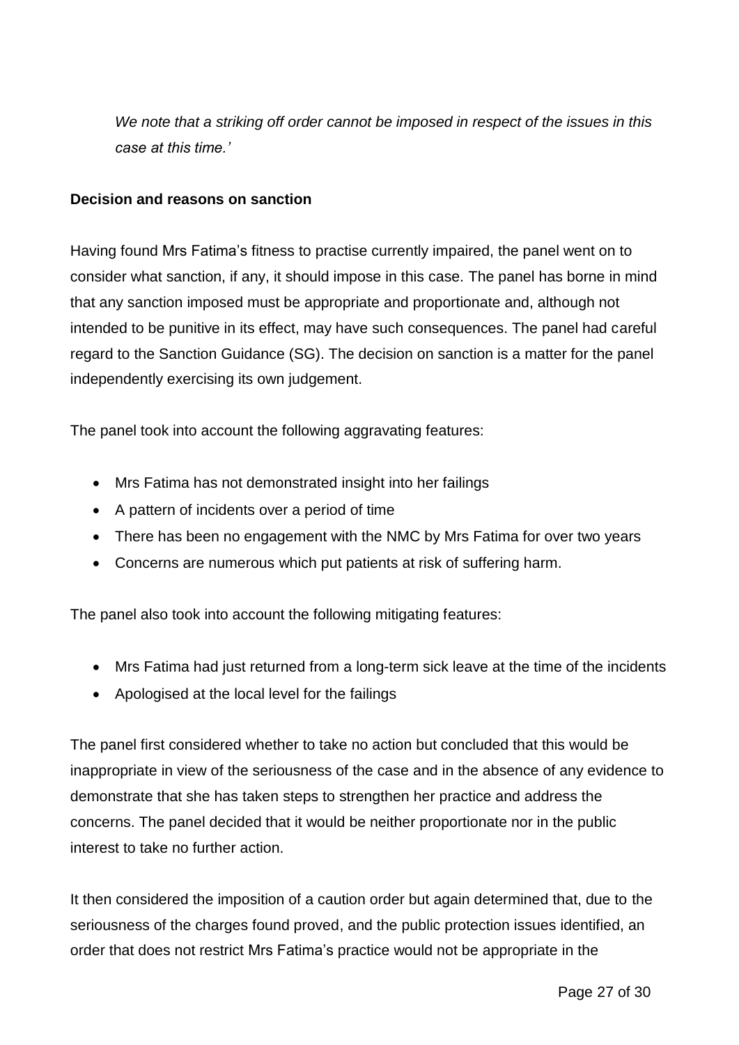*We note that a striking off order cannot be imposed in respect of the issues in this case at this time.'*

**Decision and reasons on sanction**

Having found Mrs Fatima's fitness to practise currently impaired, the panel went on to consider what sanction, if any, it should impose in this case. The panel has borne in mind that any sanction imposed must be appropriate and proportionate and, although not intended to be punitive in its effect, may have such consequences. The panel had careful regard to the Sanction Guidance (SG). The decision on sanction is a matter for the panel independently exercising its own judgement.

The panel took into account the following aggravating features:

- Mrs Fatima has not demonstrated insight into her failings
- A pattern of incidents over a period of time
- There has been no engagement with the NMC by Mrs Fatima for over two years
- Concerns are numerous which put patients at risk of suffering harm.

The panel also took into account the following mitigating features:

- Mrs Fatima had just returned from a long-term sick leave at the time of the incidents
- Apologised at the local level for the failings

The panel first considered whether to take no action but concluded that this would be inappropriate in view of the seriousness of the case and in the absence of any evidence to demonstrate that she has taken steps to strengthen her practice and address the concerns. The panel decided that it would be neither proportionate nor in the public interest to take no further action.

It then considered the imposition of a caution order but again determined that, due to the seriousness of the charges found proved, and the public protection issues identified, an order that does not restrict Mrs Fatima's practice would not be appropriate in the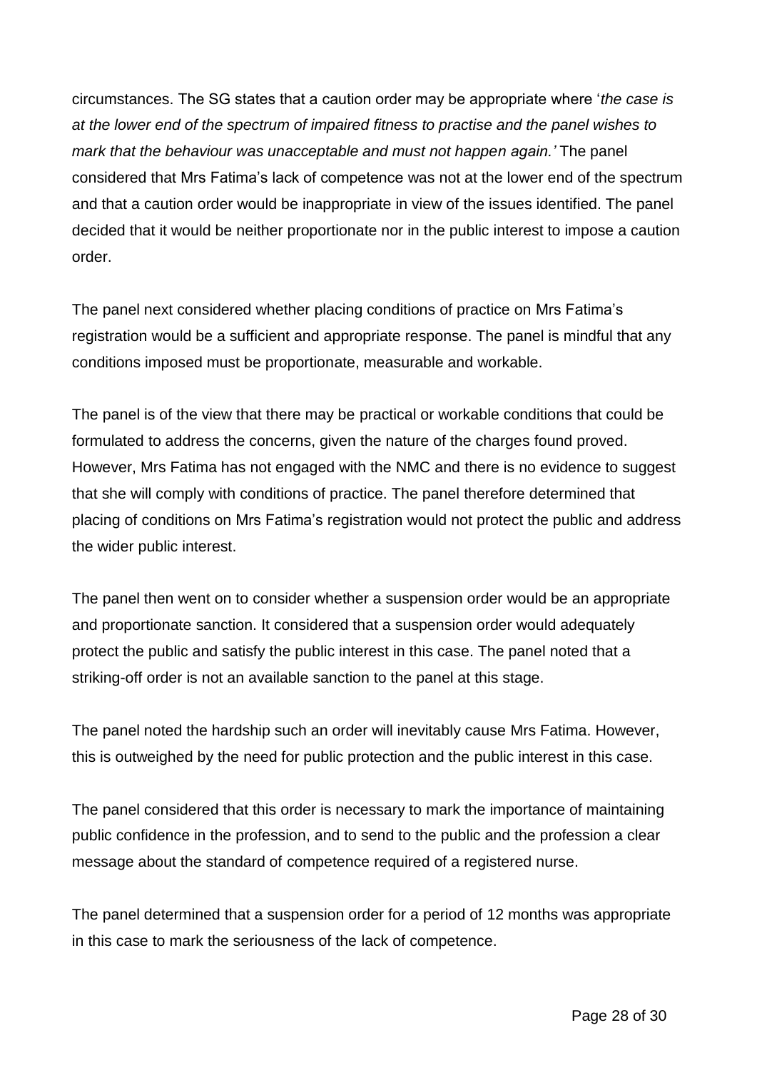circumstances. The SG states that a caution order may be appropriate where '*the case is at the lower end of the spectrum of impaired fitness to practise and the panel wishes to mark that the behaviour was unacceptable and must not happen again.'* The panel considered that Mrs Fatima's lack of competence was not at the lower end of the spectrum and that a caution order would be inappropriate in view of the issues identified. The panel decided that it would be neither proportionate nor in the public interest to impose a caution order.

The panel next considered whether placing conditions of practice on Mrs Fatima's registration would be a sufficient and appropriate response. The panel is mindful that any conditions imposed must be proportionate, measurable and workable.

The panel is of the view that there may be practical or workable conditions that could be formulated to address the concerns, given the nature of the charges found proved. However, Mrs Fatima has not engaged with the NMC and there is no evidence to suggest that she will comply with conditions of practice. The panel therefore determined that placing of conditions on Mrs Fatima's registration would not protect the public and address the wider public interest.

The panel then went on to consider whether a suspension order would be an appropriate and proportionate sanction. It considered that a suspension order would adequately protect the public and satisfy the public interest in this case. The panel noted that a striking-off order is not an available sanction to the panel at this stage.

The panel noted the hardship such an order will inevitably cause Mrs Fatima. However, this is outweighed by the need for public protection and the public interest in this case.

The panel considered that this order is necessary to mark the importance of maintaining public confidence in the profession, and to send to the public and the profession a clear message about the standard of competence required of a registered nurse.

The panel determined that a suspension order for a period of 12 months was appropriate in this case to mark the seriousness of the lack of competence.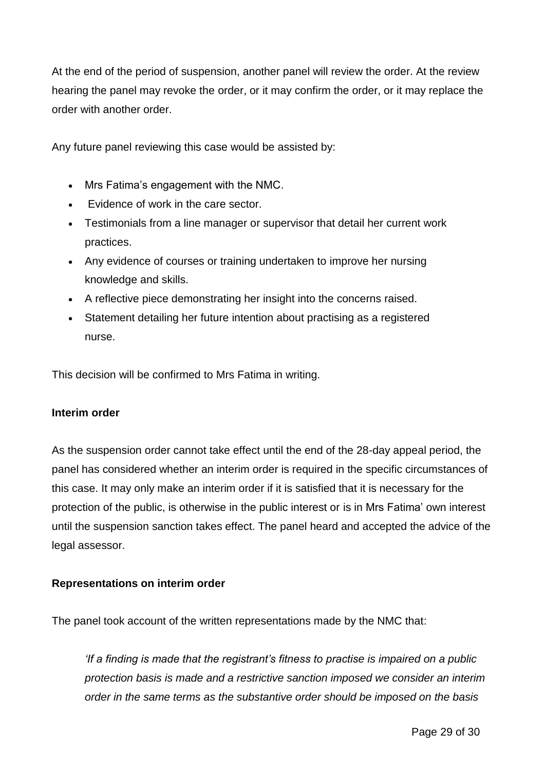At the end of the period of suspension, another panel will review the order. At the review hearing the panel may revoke the order, or it may confirm the order, or it may replace the order with another order.

Any future panel reviewing this case would be assisted by:

- Mrs Fatima's engagement with the NMC.
- Evidence of work in the care sector.
- Testimonials from a line manager or supervisor that detail her current work practices.
- Any evidence of courses or training undertaken to improve her nursing knowledge and skills.
- A reflective piece demonstrating her insight into the concerns raised.
- Statement detailing her future intention about practising as a registered nurse.

This decision will be confirmed to Mrs Fatima in writing.

**Interim order**

As the suspension order cannot take effect until the end of the 28-day appeal period, the panel has considered whether an interim order is required in the specific circumstances of this case. It may only make an interim order if it is satisfied that it is necessary for the protection of the public, is otherwise in the public interest or is in Mrs Fatima' own interest until the suspension sanction takes effect. The panel heard and accepted the advice of the legal assessor.

**Representations on interim order**

The panel took account of the written representations made by the NMC that:

> *'If a finding is made that the registrant's fitness to practise is impaired on a public protection basis is made and a restrictive sanction imposed we consider an interim order in the same terms as the substantive order should be imposed on the basis*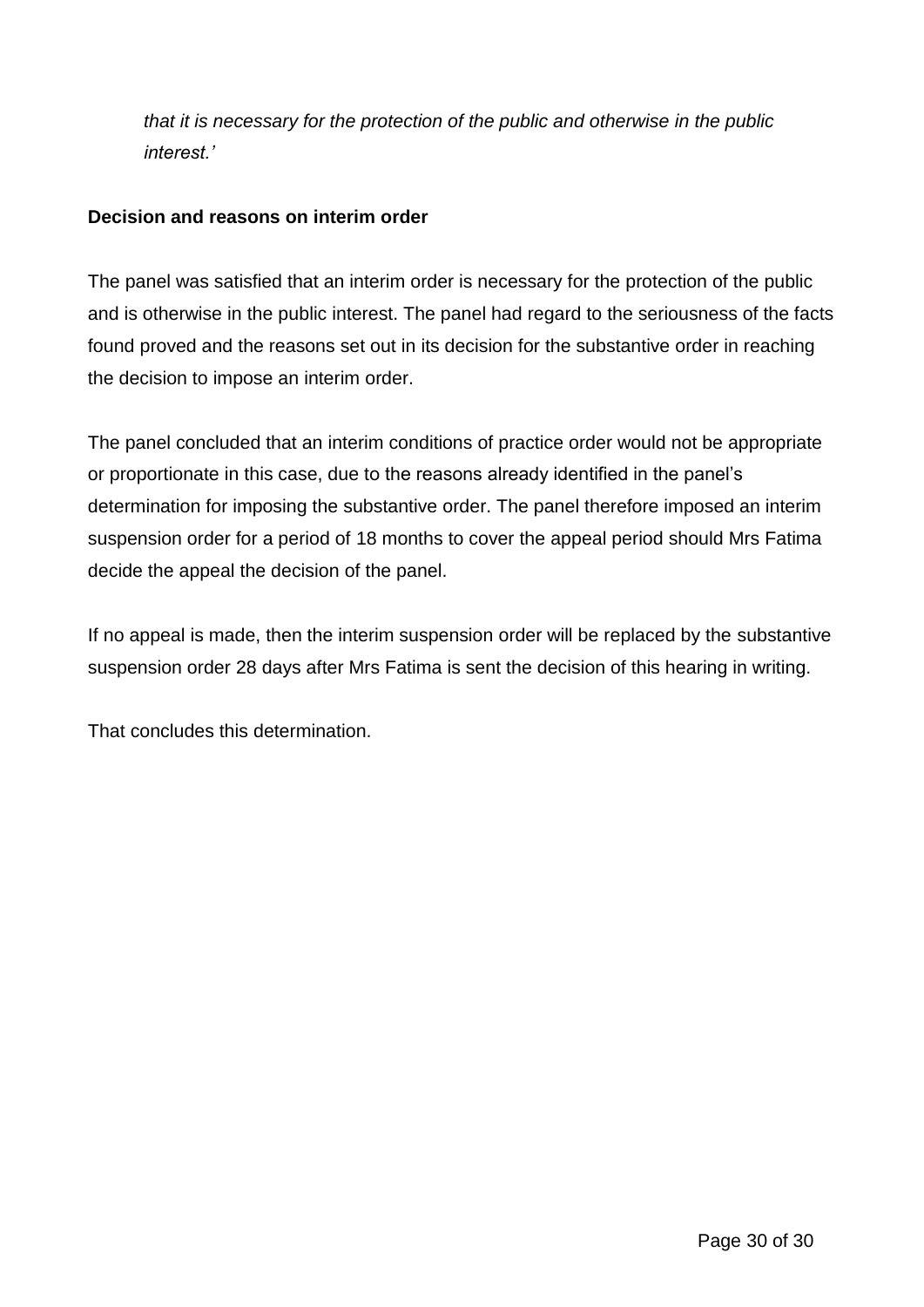*that it is necessary for the protection of the public and otherwise in the public interest.'*

**Decision and reasons on interim order**

The panel was satisfied that an interim order is necessary for the protection of the public and is otherwise in the public interest. The panel had regard to the seriousness of the facts found proved and the reasons set out in its decision for the substantive order in reaching the decision to impose an interim order.

The panel concluded that an interim conditions of practice order would not be appropriate or proportionate in this case, due to the reasons already identified in the panel's determination for imposing the substantive order. The panel therefore imposed an interim suspension order for a period of 18 months to cover the appeal period should Mrs Fatima decide the appeal the decision of the panel.

If no appeal is made, then the interim suspension order will be replaced by the substantive suspension order 28 days after Mrs Fatima is sent the decision of this hearing in writing.

That concludes this determination.